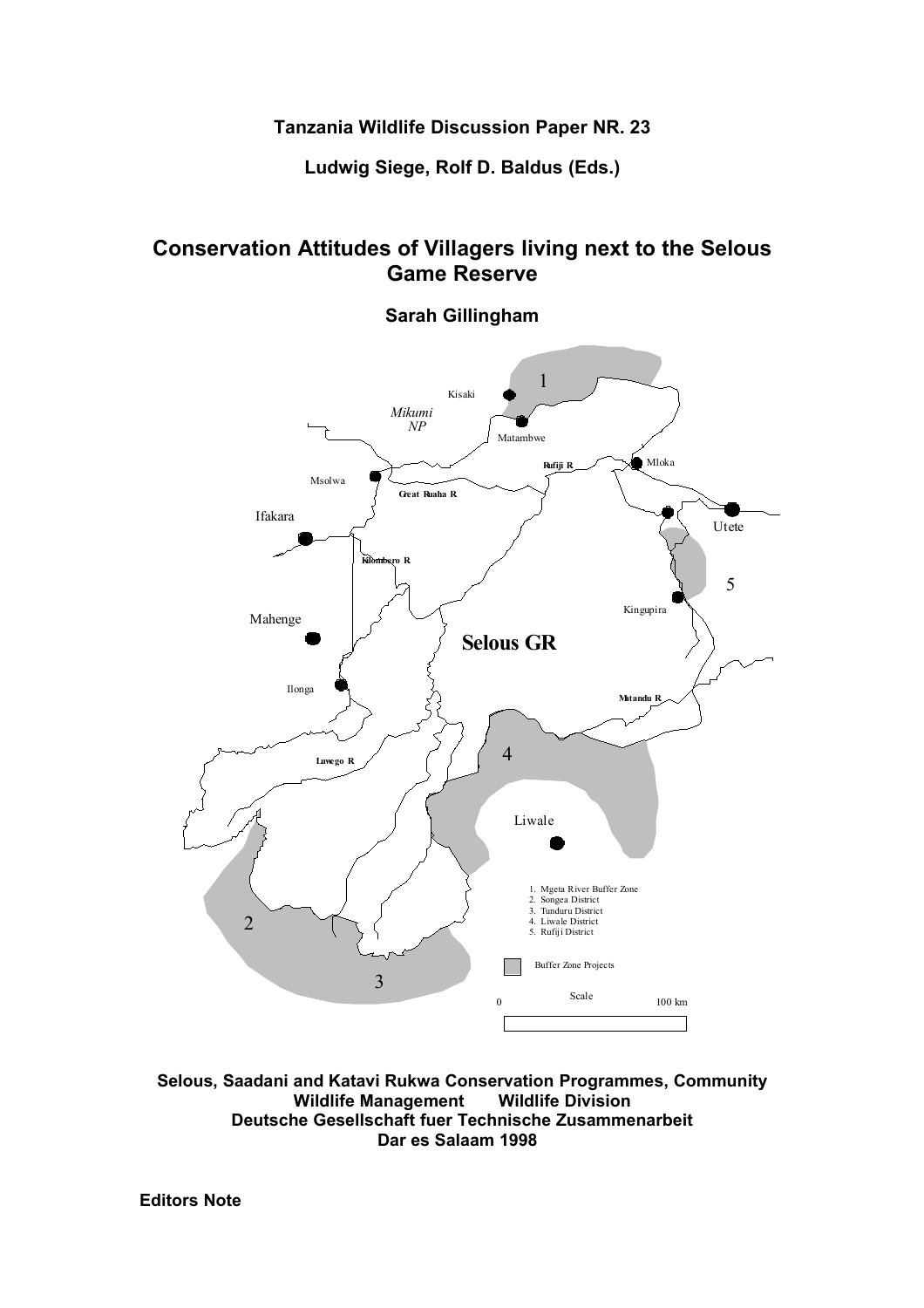**Tanzania Wildlife Discussion Paper NR. 23**

**Ludwig Siege, Rolf D. Baldus (Eds.)**

# Conservation Attitudes of Villagers living next to the Selous Game Reserve

**Sarah Gillingham**

Kisaki

Mikumi NP

Matambwe

Rufiji R

Mloka

Msolwa

Great Ruaha R

Ifakara

Utete

Kilombero R

Kingupira

Mahenge

Selous GR

Ilonga

Matandu R

Luwego R

Liwale

1. Mgeta River Buffer Zone
2. Songea District
3. Tunduru District
4. Liwale District
5. Rufiji District

Buffer Zone Projects

Scale 0 – 100 km

**Selous, Saadani and Katavi Rukwa Conservation Programmes, Community Wildlife Management Wildlife Division**
**Deutsche Gesellschaft fuer Technische Zusammenarbeit**
**Dar es Salaam 1998**

**Editors Note**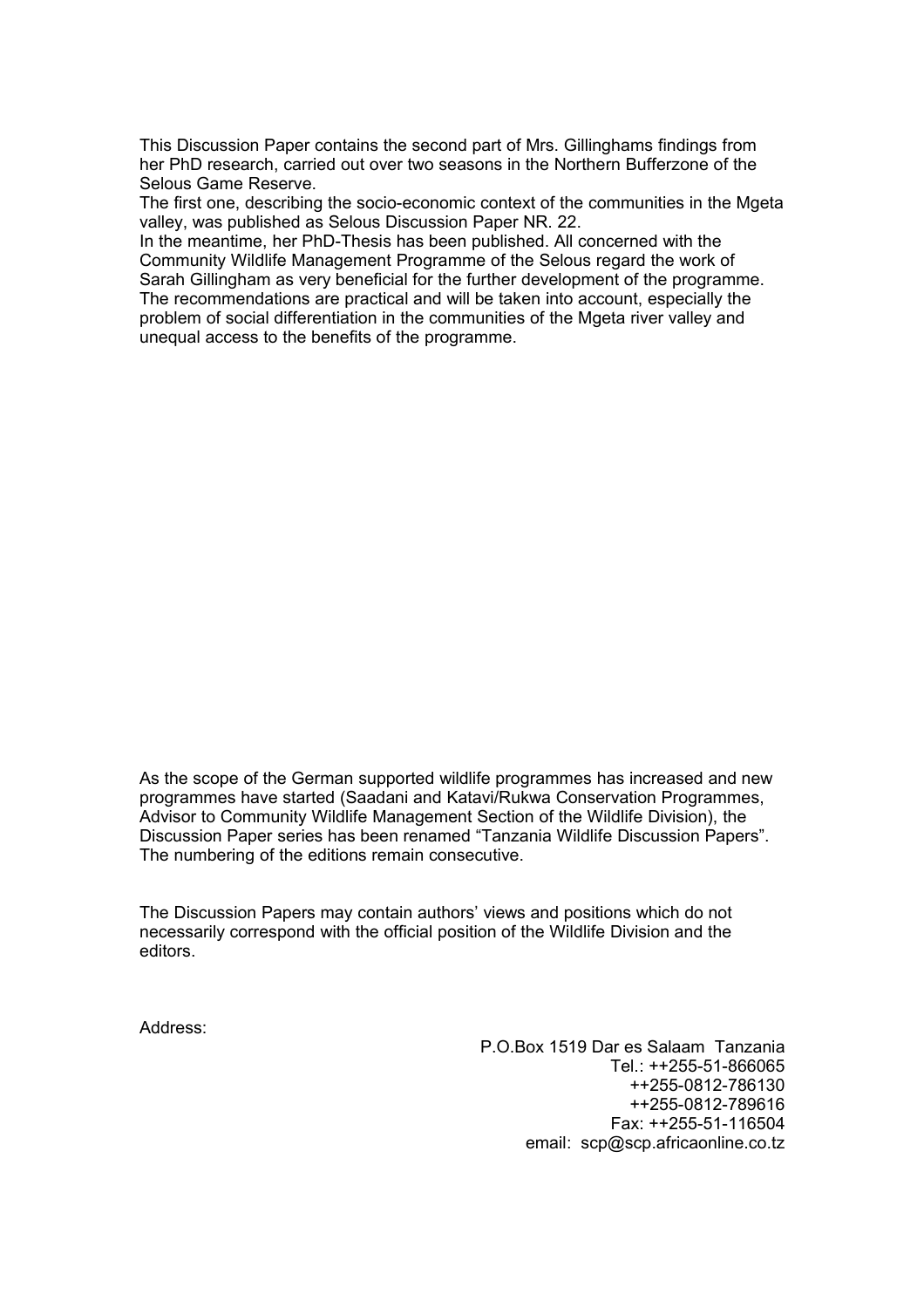This Discussion Paper contains the second part of Mrs. Gillinghams findings from her PhD research, carried out over two seasons in the Northern Bufferzone of the Selous Game Reserve.

The first one, describing the socio-economic context of the communities in the Mgeta valley, was published as Selous Discussion Paper NR. 22.

In the meantime, her PhD-Thesis has been published. All concerned with the Community Wildlife Management Programme of the Selous regard the work of Sarah Gillingham as very beneficial for the further development of the programme. The recommendations are practical and will be taken into account, especially the problem of social differentiation in the communities of the Mgeta river valley and unequal access to the benefits of the programme.

As the scope of the German supported wildlife programmes has increased and new programmes have started (Saadani and Katavi/Rukwa Conservation Programmes, Advisor to Community Wildlife Management Section of the Wildlife Division), the Discussion Paper series has been renamed "Tanzania Wildlife Discussion Papers". The numbering of the editions remain consecutive.

The Discussion Papers may contain authors' views and positions which do not necessarily correspond with the official position of the Wildlife Division and the editors.

Address:

P.O.Box 1519 Dar es Salaam Tanzania
Tel.: ++255-51-866065
++255-0812-786130
++255-0812-789616
Fax: ++255-51-116504
email: scp@scp.africaonline.co.tz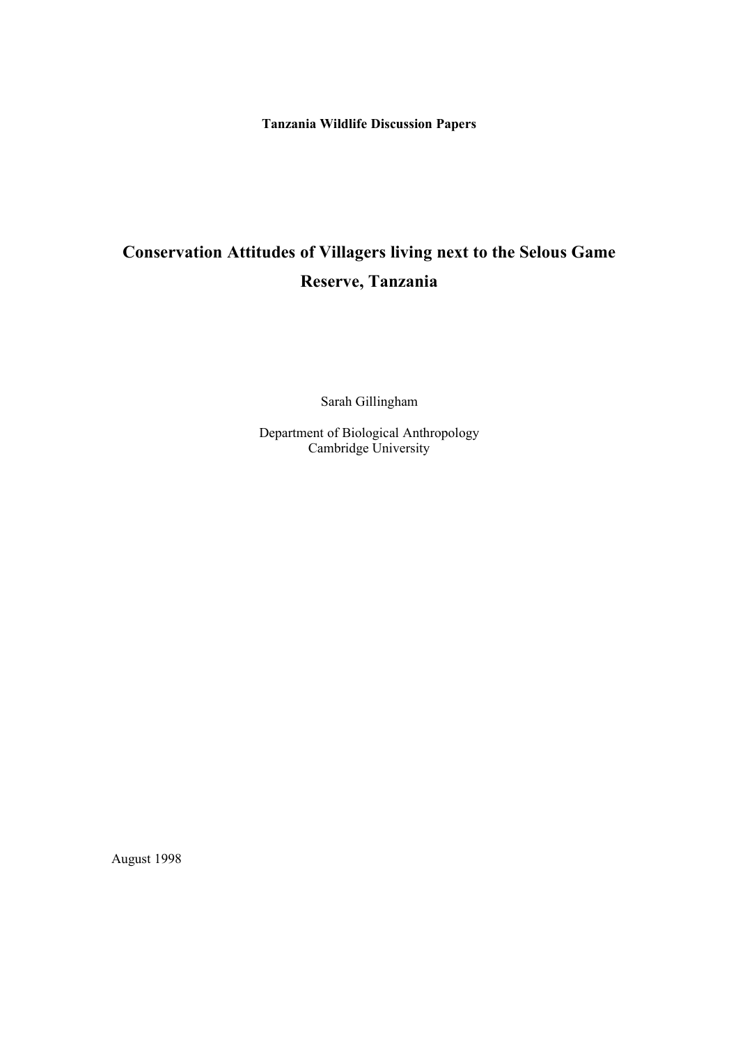**Tanzania Wildlife Discussion Papers**

# Conservation Attitudes of Villagers living next to the Selous Game Reserve, Tanzania

Sarah Gillingham

Department of Biological Anthropology
Cambridge University

August 1998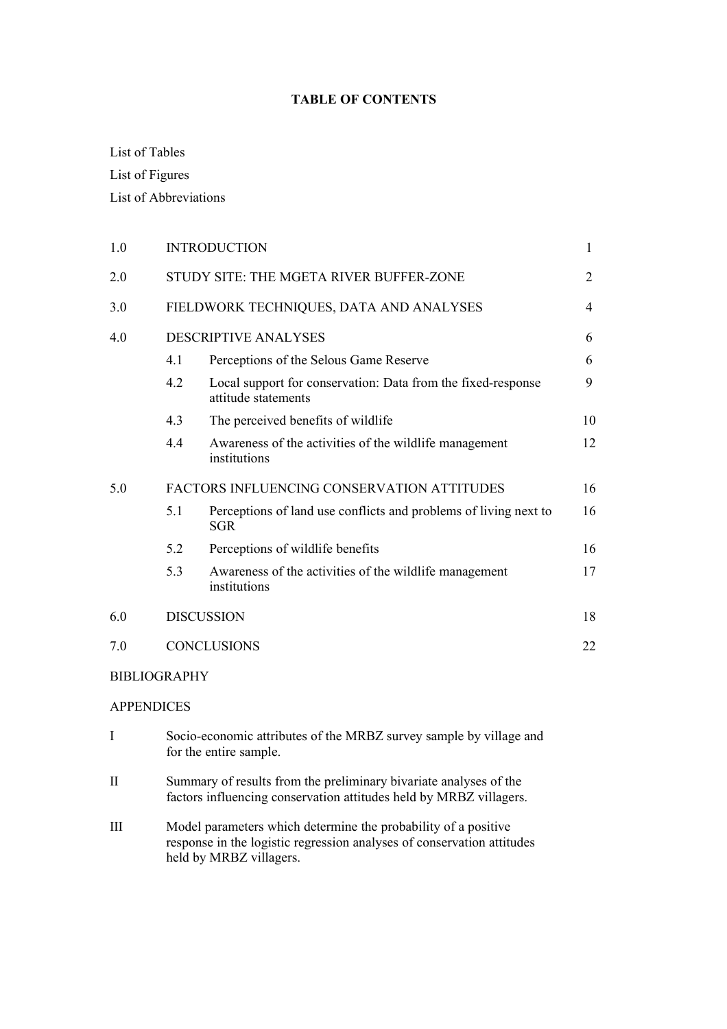**TABLE OF CONTENTS**

List of Tables
List of Figures
List of Abbreviations

| | | |
|---|---|---|
| 1.0 | INTRODUCTION | 1 |
| 2.0 | STUDY SITE: THE MGETA RIVER BUFFER-ZONE | 2 |
| 3.0 | FIELDWORK TECHNIQUES, DATA AND ANALYSES | 4 |
| 4.0 | DESCRIPTIVE ANALYSES | 6 |
| 4.1 | Perceptions of the Selous Game Reserve | 6 |
| 4.2 | Local support for conservation: Data from the fixed-response attitude statements | 9 |
| 4.3 | The perceived benefits of wildlife | 10 |
| 4.4 | Awareness of the activities of the wildlife management institutions | 12 |
| 5.0 | FACTORS INFLUENCING CONSERVATION ATTITUDES | 16 |
| 5.1 | Perceptions of land use conflicts and problems of living next to SGR | 16 |
| 5.2 | Perceptions of wildlife benefits | 16 |
| 5.3 | Awareness of the activities of the wildlife management institutions | 17 |
| 6.0 | DISCUSSION | 18 |
| 7.0 | CONCLUSIONS | 22 |

BIBLIOGRAPHY

APPENDICES

I Socio-economic attributes of the MRBZ survey sample by village and for the entire sample.

II Summary of results from the preliminary bivariate analyses of the factors influencing conservation attitudes held by MRBZ villagers.

III Model parameters which determine the probability of a positive response in the logistic regression analyses of conservation attitudes held by MRBZ villagers.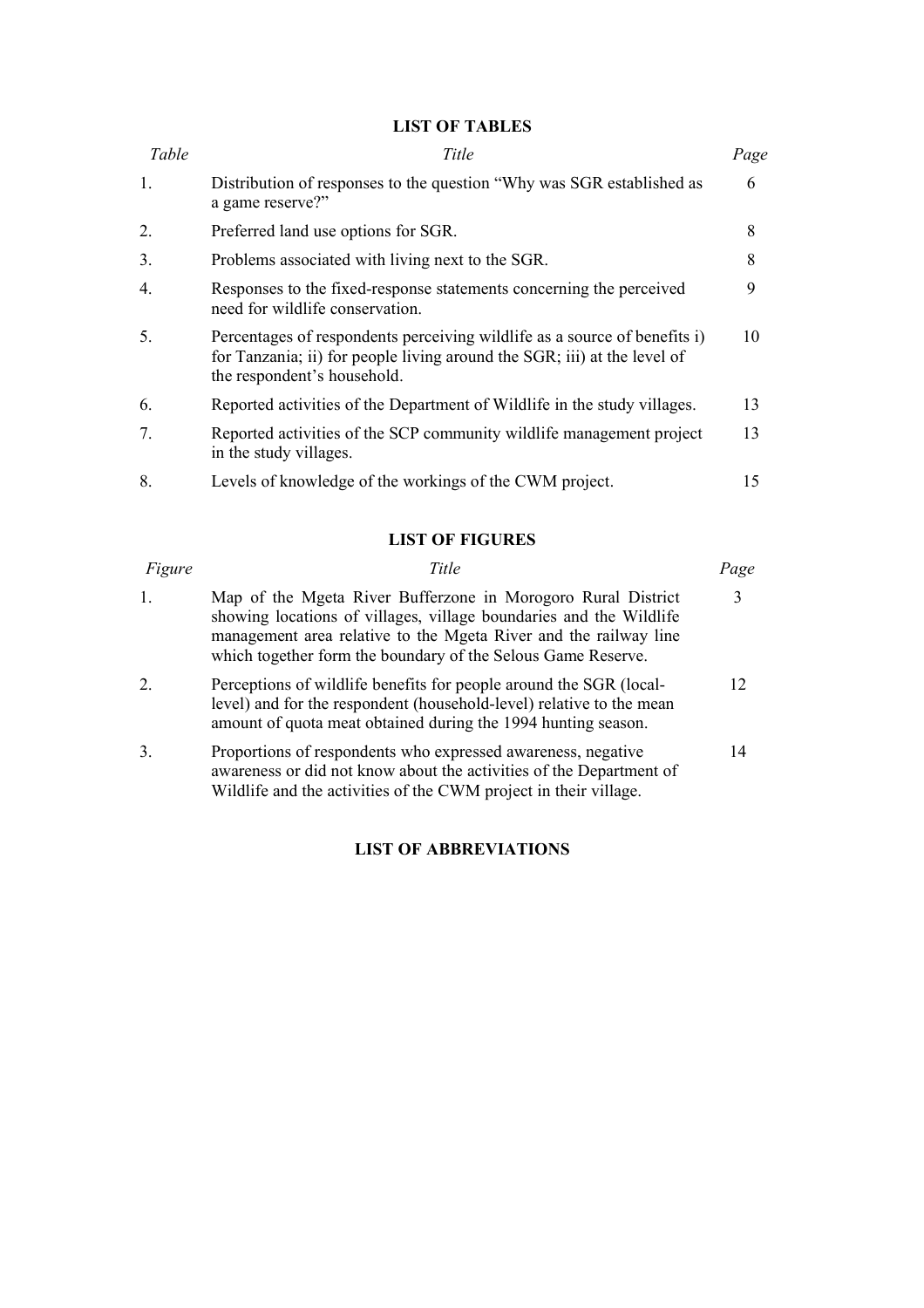## LIST OF TABLES

| *Table* | *Title* | *Page* |
|---|---|---|
| 1. | Distribution of responses to the question "Why was SGR established as a game reserve?" | 6 |
| 2. | Preferred land use options for SGR. | 8 |
| 3. | Problems associated with living next to the SGR. | 8 |
| 4. | Responses to the fixed-response statements concerning the perceived need for wildlife conservation. | 9 |
| 5. | Percentages of respondents perceiving wildlife as a source of benefits i) for Tanzania; ii) for people living around the SGR; iii) at the level of the respondent's household. | 10 |
| 6. | Reported activities of the Department of Wildlife in the study villages. | 13 |
| 7. | Reported activities of the SCP community wildlife management project in the study villages. | 13 |
| 8. | Levels of knowledge of the workings of the CWM project. | 15 |

## LIST OF FIGURES

| *Figure* | *Title* | *Page* |
|---|---|---|
| 1. | Map of the Mgeta River Bufferzone in Morogoro Rural District showing locations of villages, village boundaries and the Wildlife management area relative to the Mgeta River and the railway line which together form the boundary of the Selous Game Reserve. | 3 |
| 2. | Perceptions of wildlife benefits for people around the SGR (local-level) and for the respondent (household-level) relative to the mean amount of quota meat obtained during the 1994 hunting season. | 12 |
| 3. | Proportions of respondents who expressed awareness, negative awareness or did not know about the activities of the Department of Wildlife and the activities of the CWM project in their village. | 14 |

## LIST OF ABBREVIATIONS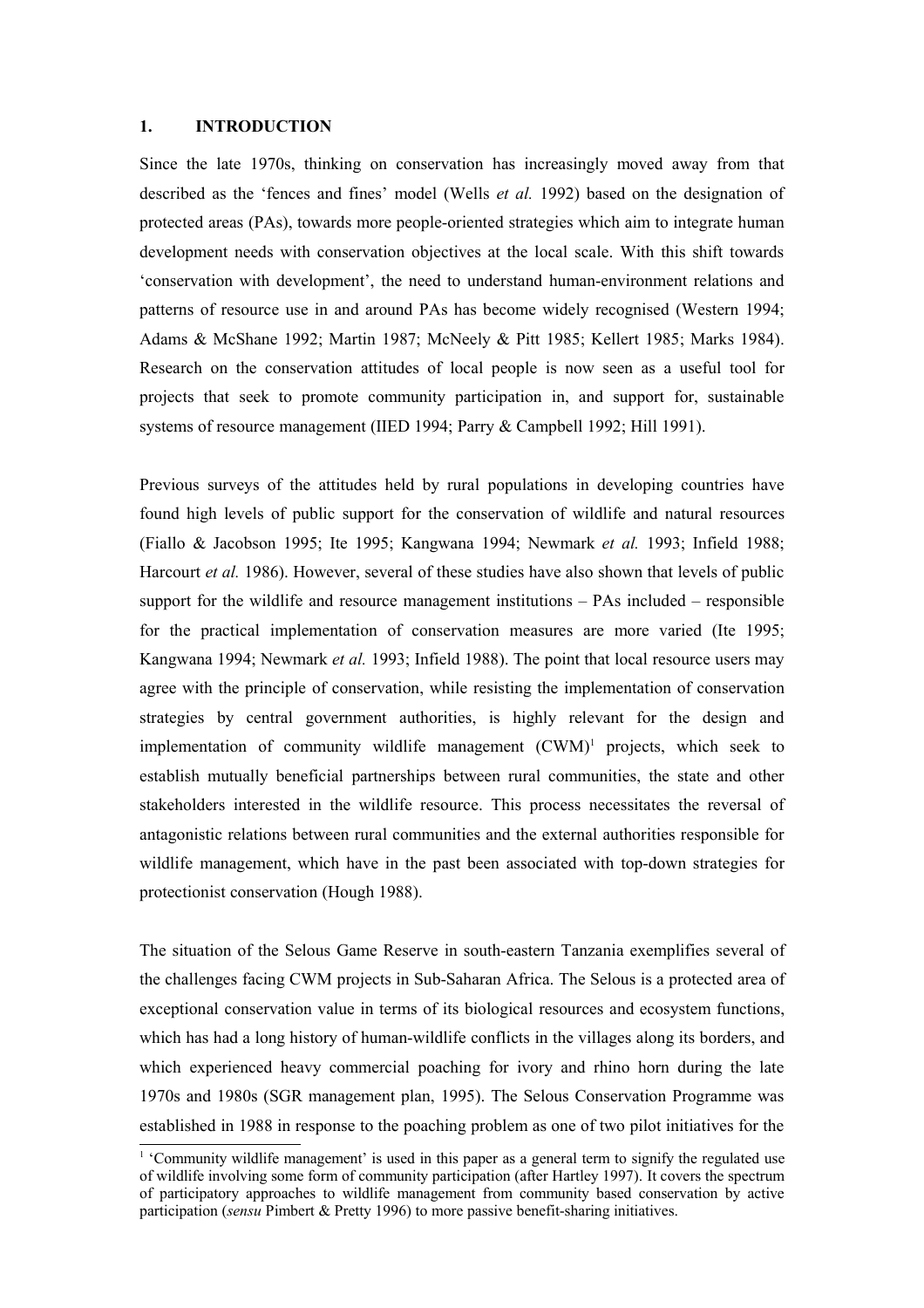## 1. INTRODUCTION

Since the late 1970s, thinking on conservation has increasingly moved away from that described as the 'fences and fines' model (Wells *et al.* 1992) based on the designation of protected areas (PAs), towards more people-oriented strategies which aim to integrate human development needs with conservation objectives at the local scale. With this shift towards 'conservation with development', the need to understand human-environment relations and patterns of resource use in and around PAs has become widely recognised (Western 1994; Adams & McShane 1992; Martin 1987; McNeely & Pitt 1985; Kellert 1985; Marks 1984). Research on the conservation attitudes of local people is now seen as a useful tool for projects that seek to promote community participation in, and support for, sustainable systems of resource management (IIED 1994; Parry & Campbell 1992; Hill 1991).

Previous surveys of the attitudes held by rural populations in developing countries have found high levels of public support for the conservation of wildlife and natural resources (Fiallo & Jacobson 1995; Ite 1995; Kangwana 1994; Newmark *et al.* 1993; Infield 1988; Harcourt *et al.* 1986). However, several of these studies have also shown that levels of public support for the wildlife and resource management institutions – PAs included – responsible for the practical implementation of conservation measures are more varied (Ite 1995; Kangwana 1994; Newmark *et al.* 1993; Infield 1988). The point that local resource users may agree with the principle of conservation, while resisting the implementation of conservation strategies by central government authorities, is highly relevant for the design and implementation of community wildlife management (CWM)[1] projects, which seek to establish mutually beneficial partnerships between rural communities, the state and other stakeholders interested in the wildlife resource. This process necessitates the reversal of antagonistic relations between rural communities and the external authorities responsible for wildlife management, which have in the past been associated with top-down strategies for protectionist conservation (Hough 1988).

The situation of the Selous Game Reserve in south-eastern Tanzania exemplifies several of the challenges facing CWM projects in Sub-Saharan Africa. The Selous is a protected area of exceptional conservation value in terms of its biological resources and ecosystem functions, which has had a long history of human-wildlife conflicts in the villages along its borders, and which experienced heavy commercial poaching for ivory and rhino horn during the late 1970s and 1980s (SGR management plan, 1995). The Selous Conservation Programme was established in 1988 in response to the poaching problem as one of two pilot initiatives for the

[1] 'Community wildlife management' is used in this paper as a general term to signify the regulated use of wildlife involving some form of community participation (after Hartley 1997). It covers the spectrum of participatory approaches to wildlife management from community based conservation by active participation (*sensu* Pimbert & Pretty 1996) to more passive benefit-sharing initiatives.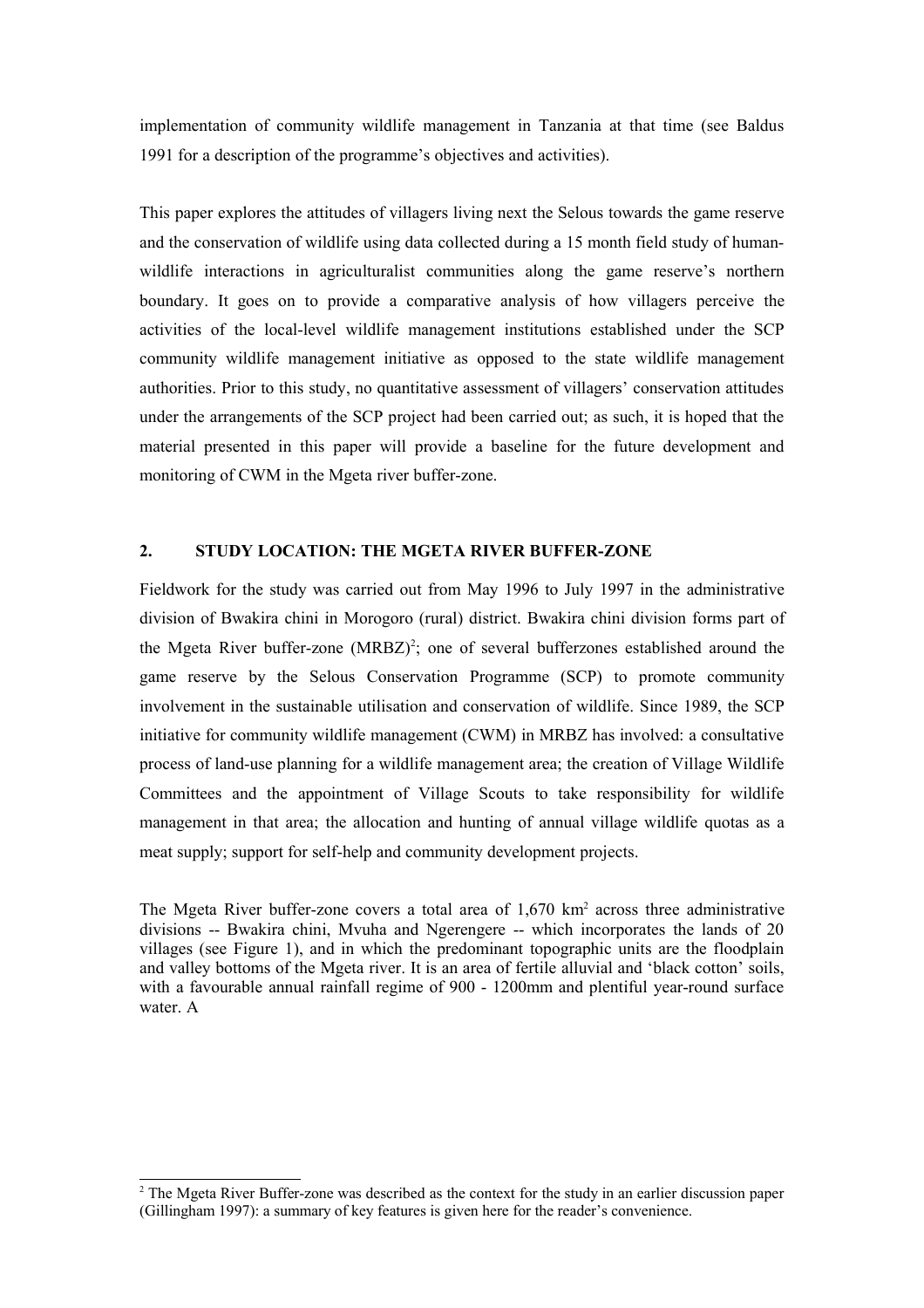implementation of community wildlife management in Tanzania at that time (see Baldus 1991 for a description of the programme's objectives and activities).

This paper explores the attitudes of villagers living next the Selous towards the game reserve and the conservation of wildlife using data collected during a 15 month field study of human-wildlife interactions in agriculturalist communities along the game reserve's northern boundary. It goes on to provide a comparative analysis of how villagers perceive the activities of the local-level wildlife management institutions established under the SCP community wildlife management initiative as opposed to the state wildlife management authorities. Prior to this study, no quantitative assessment of villagers' conservation attitudes under the arrangements of the SCP project had been carried out; as such, it is hoped that the material presented in this paper will provide a baseline for the future development and monitoring of CWM in the Mgeta river buffer-zone.

## 2. STUDY LOCATION: THE MGETA RIVER BUFFER-ZONE

Fieldwork for the study was carried out from May 1996 to July 1997 in the administrative division of Bwakira chini in Morogoro (rural) district. Bwakira chini division forms part of the Mgeta River buffer-zone (MRBZ)[2]; one of several bufferzones established around the game reserve by the Selous Conservation Programme (SCP) to promote community involvement in the sustainable utilisation and conservation of wildlife. Since 1989, the SCP initiative for community wildlife management (CWM) in MRBZ has involved: a consultative process of land-use planning for a wildlife management area; the creation of Village Wildlife Committees and the appointment of Village Scouts to take responsibility for wildlife management in that area; the allocation and hunting of annual village wildlife quotas as a meat supply; support for self-help and community development projects.

The Mgeta River buffer-zone covers a total area of 1,670 km$^2$ across three administrative divisions -- Bwakira chini, Mvuha and Ngerengere -- which incorporates the lands of 20 villages (see Figure 1), and in which the predominant topographic units are the floodplain and valley bottoms of the Mgeta river. It is an area of fertile alluvial and 'black cotton' soils, with a favourable annual rainfall regime of 900 - 1200mm and plentiful year-round surface water. A

[2] The Mgeta River Buffer-zone was described as the context for the study in an earlier discussion paper (Gillingham 1997): a summary of key features is given here for the reader's convenience.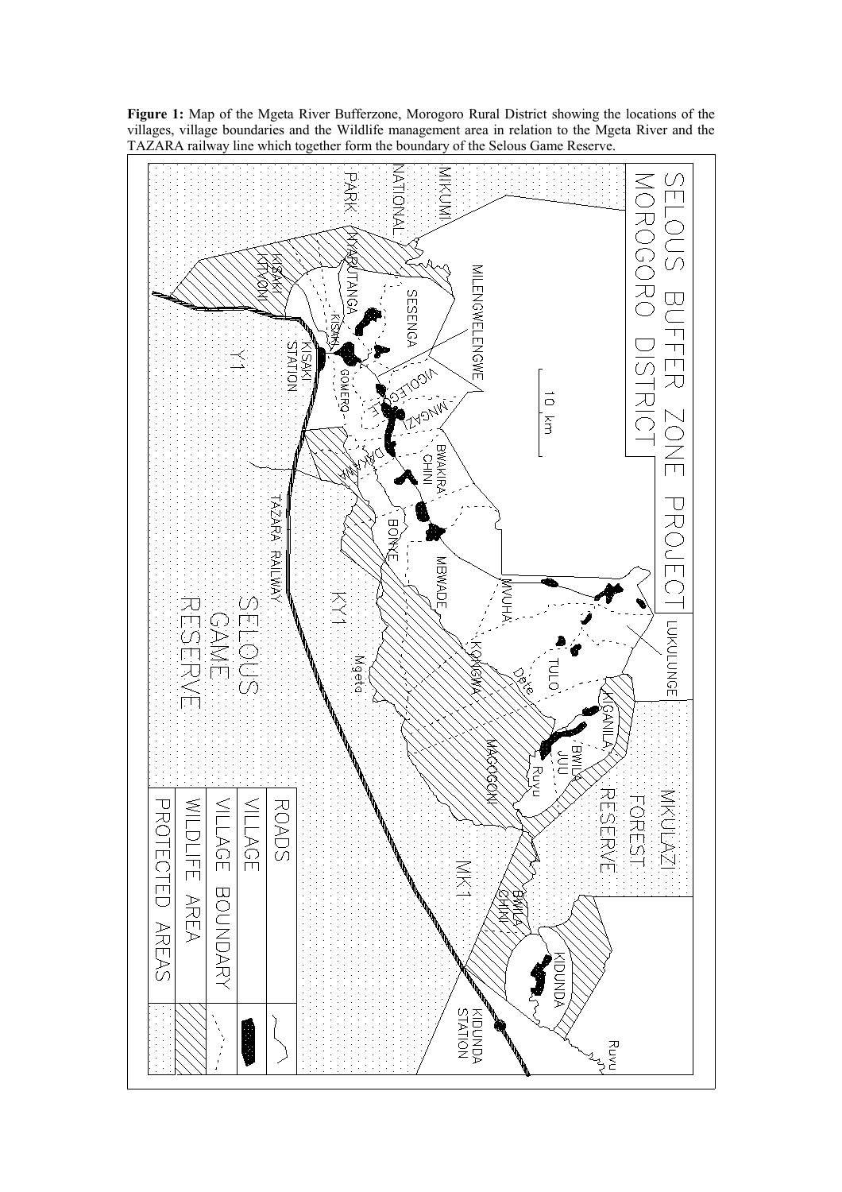**Figure 1:** Map of the Mgeta River Bufferzone, Morogoro Rural District showing the locations of the villages, village boundaries and the Wildlife management area in relation to the Mgeta River and the TAZARA railway line which together form the boundary of the Selous Game Reserve.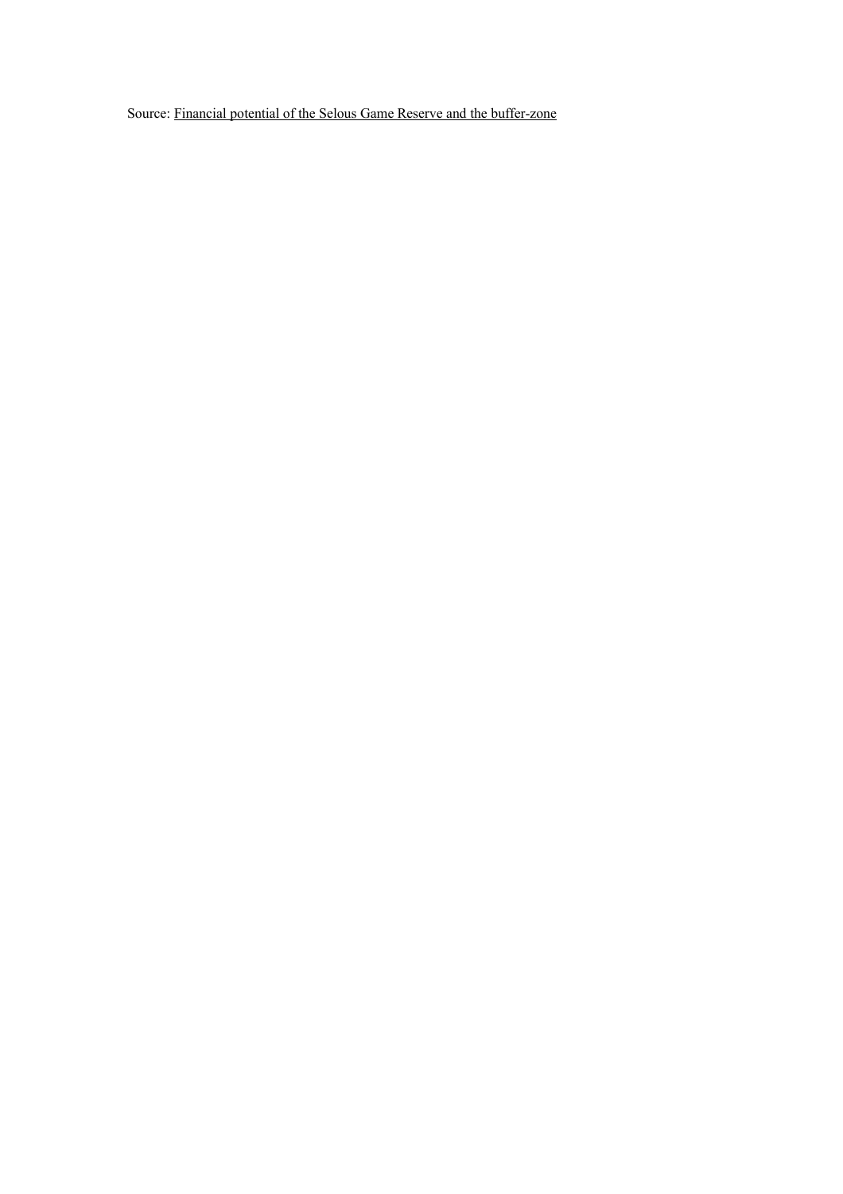Source: Financial potential of the Selous Game Reserve and the buffer-zone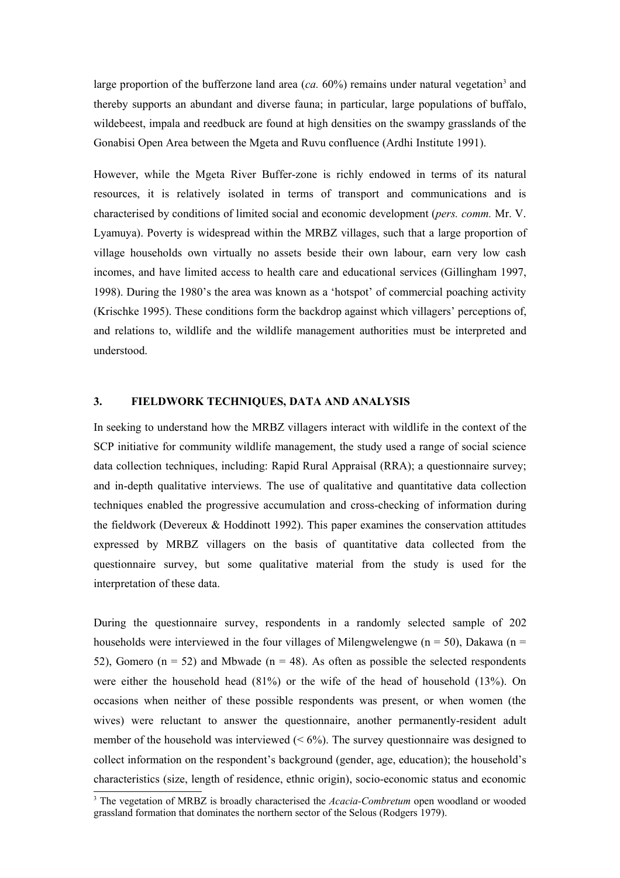large proportion of the bufferzone land area (*ca.* 60%) remains under natural vegetation[3] and thereby supports an abundant and diverse fauna; in particular, large populations of buffalo, wildebeest, impala and reedbuck are found at high densities on the swampy grasslands of the Gonabisi Open Area between the Mgeta and Ruvu confluence (Ardhi Institute 1991).

However, while the Mgeta River Buffer-zone is richly endowed in terms of its natural resources, it is relatively isolated in terms of transport and communications and is characterised by conditions of limited social and economic development (*pers. comm.* Mr. V. Lyamuya). Poverty is widespread within the MRBZ villages, such that a large proportion of village households own virtually no assets beside their own labour, earn very low cash incomes, and have limited access to health care and educational services (Gillingham 1997, 1998). During the 1980's the area was known as a 'hotspot' of commercial poaching activity (Krischke 1995). These conditions form the backdrop against which villagers' perceptions of, and relations to, wildlife and the wildlife management authorities must be interpreted and understood.

## 3. FIELDWORK TECHNIQUES, DATA AND ANALYSIS

In seeking to understand how the MRBZ villagers interact with wildlife in the context of the SCP initiative for community wildlife management, the study used a range of social science data collection techniques, including: Rapid Rural Appraisal (RRA); a questionnaire survey; and in-depth qualitative interviews. The use of qualitative and quantitative data collection techniques enabled the progressive accumulation and cross-checking of information during the fieldwork (Devereux & Hoddinott 1992). This paper examines the conservation attitudes expressed by MRBZ villagers on the basis of quantitative data collected from the questionnaire survey, but some qualitative material from the study is used for the interpretation of these data.

During the questionnaire survey, respondents in a randomly selected sample of 202 households were interviewed in the four villages of Milengwelengwe (n = 50), Dakawa (n = 52), Gomero (n = 52) and Mbwade (n = 48). As often as possible the selected respondents were either the household head (81%) or the wife of the head of household (13%). On occasions when neither of these possible respondents was present, or when women (the wives) were reluctant to answer the questionnaire, another permanently-resident adult member of the household was interviewed (< 6%). The survey questionnaire was designed to collect information on the respondent's background (gender, age, education); the household's characteristics (size, length of residence, ethnic origin), socio-economic status and economic

[3] The vegetation of MRBZ is broadly characterised the *Acacia-Combretum* open woodland or wooded grassland formation that dominates the northern sector of the Selous (Rodgers 1979).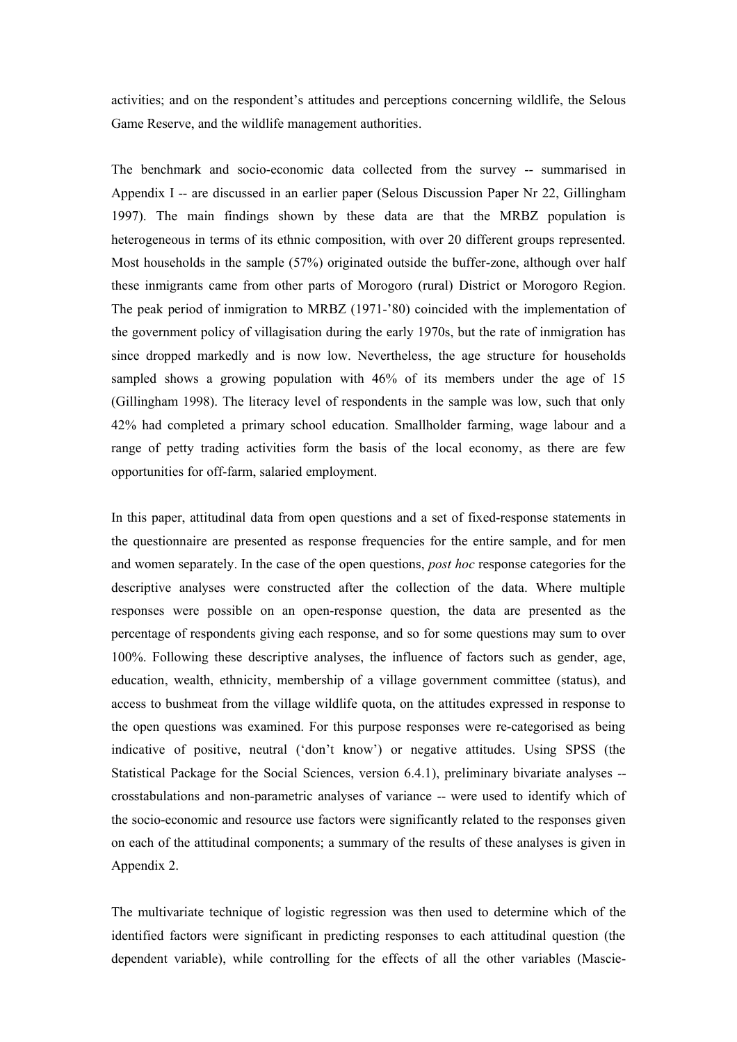activities; and on the respondent's attitudes and perceptions concerning wildlife, the Selous Game Reserve, and the wildlife management authorities.

The benchmark and socio-economic data collected from the survey -- summarised in Appendix I -- are discussed in an earlier paper (Selous Discussion Paper Nr 22, Gillingham 1997). The main findings shown by these data are that the MRBZ population is heterogeneous in terms of its ethnic composition, with over 20 different groups represented. Most households in the sample (57%) originated outside the buffer-zone, although over half these inmigrants came from other parts of Morogoro (rural) District or Morogoro Region. The peak period of inmigration to MRBZ (1971-'80) coincided with the implementation of the government policy of villagisation during the early 1970s, but the rate of inmigration has since dropped markedly and is now low. Nevertheless, the age structure for households sampled shows a growing population with 46% of its members under the age of 15 (Gillingham 1998). The literacy level of respondents in the sample was low, such that only 42% had completed a primary school education. Smallholder farming, wage labour and a range of petty trading activities form the basis of the local economy, as there are few opportunities for off-farm, salaried employment.

In this paper, attitudinal data from open questions and a set of fixed-response statements in the questionnaire are presented as response frequencies for the entire sample, and for men and women separately. In the case of the open questions, *post hoc* response categories for the descriptive analyses were constructed after the collection of the data. Where multiple responses were possible on an open-response question, the data are presented as the percentage of respondents giving each response, and so for some questions may sum to over 100%. Following these descriptive analyses, the influence of factors such as gender, age, education, wealth, ethnicity, membership of a village government committee (status), and access to bushmeat from the village wildlife quota, on the attitudes expressed in response to the open questions was examined. For this purpose responses were re-categorised as being indicative of positive, neutral ('don't know') or negative attitudes. Using SPSS (the Statistical Package for the Social Sciences, version 6.4.1), preliminary bivariate analyses -- crosstabulations and non-parametric analyses of variance -- were used to identify which of the socio-economic and resource use factors were significantly related to the responses given on each of the attitudinal components; a summary of the results of these analyses is given in Appendix 2.

The multivariate technique of logistic regression was then used to determine which of the identified factors were significant in predicting responses to each attitudinal question (the dependent variable), while controlling for the effects of all the other variables (Mascie-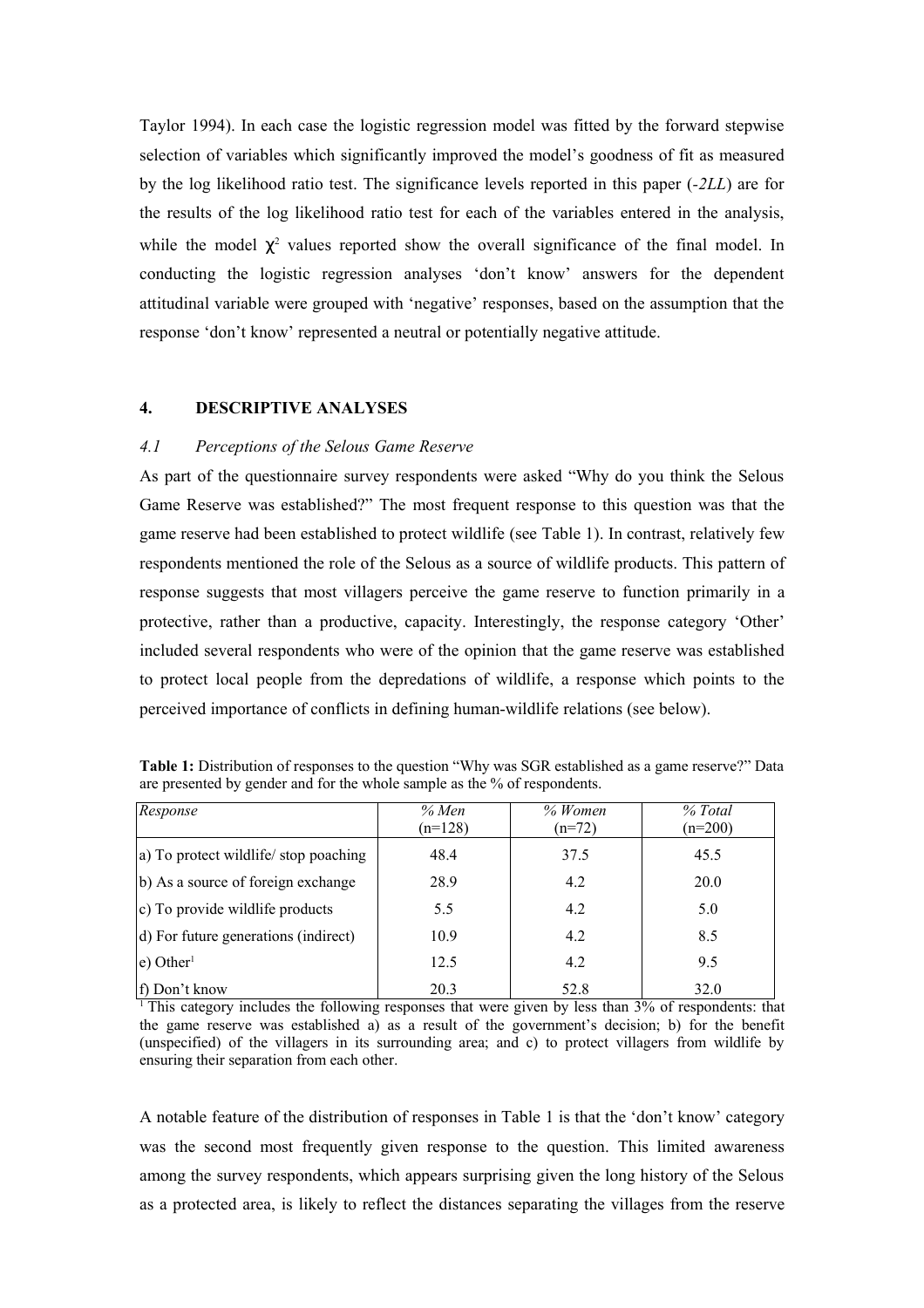Taylor 1994). In each case the logistic regression model was fitted by the forward stepwise selection of variables which significantly improved the model's goodness of fit as measured by the log likelihood ratio test. The significance levels reported in this paper (*-2LL*) are for the results of the log likelihood ratio test for each of the variables entered in the analysis, while the model $\chi^2$ values reported show the overall significance of the final model. In conducting the logistic regression analyses 'don't know' answers for the dependent attitudinal variable were grouped with 'negative' responses, based on the assumption that the response 'don't know' represented a neutral or potentially negative attitude.

## 4. DESCRIPTIVE ANALYSES

### *4.1 Perceptions of the Selous Game Reserve*

As part of the questionnaire survey respondents were asked "Why do you think the Selous Game Reserve was established?" The most frequent response to this question was that the game reserve had been established to protect wildlife (see Table 1). In contrast, relatively few respondents mentioned the role of the Selous as a source of wildlife products. This pattern of response suggests that most villagers perceive the game reserve to function primarily in a protective, rather than a productive, capacity. Interestingly, the response category 'Other' included several respondents who were of the opinion that the game reserve was established to protect local people from the depredations of wildlife, a response which points to the perceived importance of conflicts in defining human-wildlife relations (see below).

**Table 1:** Distribution of responses to the question "Why was SGR established as a game reserve?" Data are presented by gender and for the whole sample as the % of respondents.

| *Response* | *% Men* (n=128) | *% Women* (n=72) | *% Total* (n=200) |
|---|---|---|---|
| a) To protect wildlife/ stop poaching | 48.4 | 37.5 | 45.5 |
| b) As a source of foreign exchange | 28.9 | 4.2 | 20.0 |
| c) To provide wildlife products | 5.5 | 4.2 | 5.0 |
| d) For future generations (indirect) | 10.9 | 4.2 | 8.5 |
| e) Other[1] | 12.5 | 4.2 | 9.5 |
| f) Don't know | 20.3 | 52.8 | 32.0 |

[1] This category includes the following responses that were given by less than 3% of respondents: that the game reserve was established a) as a result of the government's decision; b) for the benefit (unspecified) of the villagers in its surrounding area; and c) to protect villagers from wildlife by ensuring their separation from each other.

A notable feature of the distribution of responses in Table 1 is that the 'don't know' category was the second most frequently given response to the question. This limited awareness among the survey respondents, which appears surprising given the long history of the Selous as a protected area, is likely to reflect the distances separating the villages from the reserve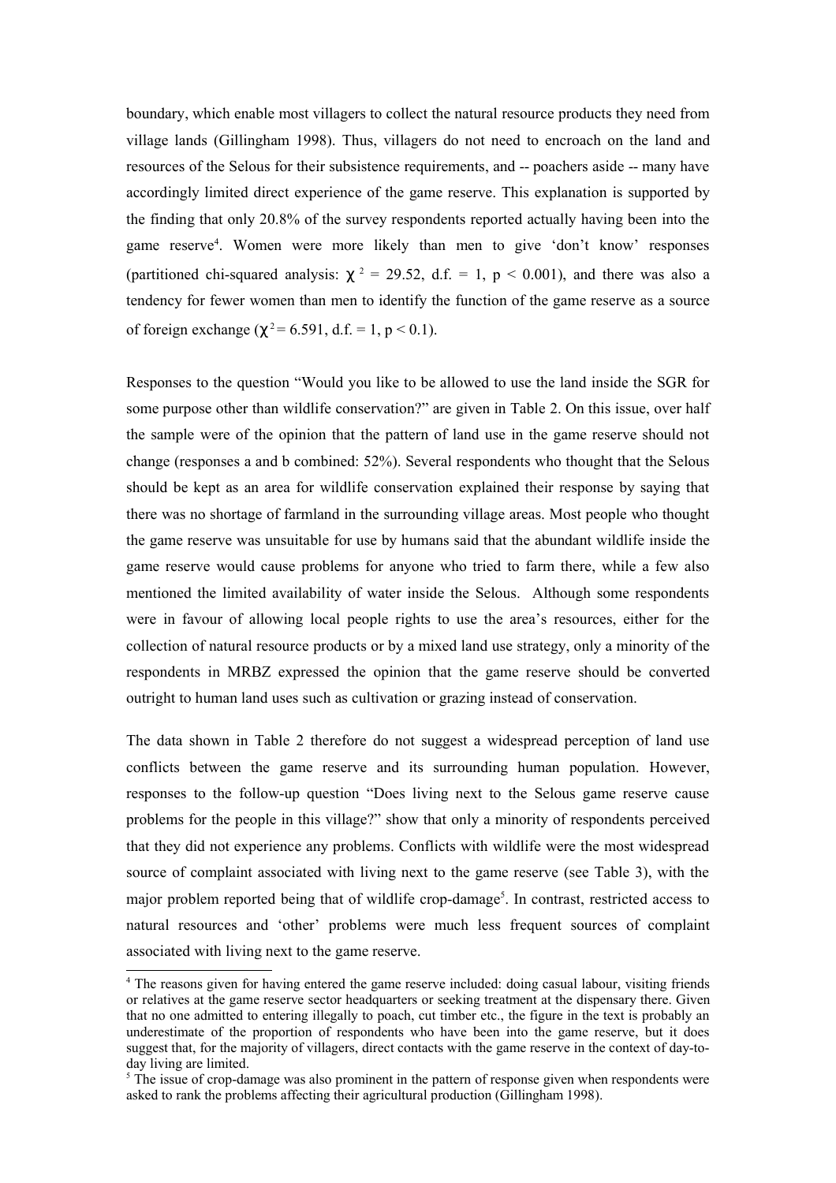boundary, which enable most villagers to collect the natural resource products they need from village lands (Gillingham 1998). Thus, villagers do not need to encroach on the land and resources of the Selous for their subsistence requirements, and -- poachers aside -- many have accordingly limited direct experience of the game reserve. This explanation is supported by the finding that only 20.8% of the survey respondents reported actually having been into the game reserve[4]. Women were more likely than men to give 'don't know' responses (partitioned chi-squared analysis: $\chi^2 = 29.52$, d.f. = 1, $p < 0.001$), and there was also a tendency for fewer women than men to identify the function of the game reserve as a source of foreign exchange ($\chi^2 = 6.591$, d.f. = 1, $p < 0.1$).

Responses to the question "Would you like to be allowed to use the land inside the SGR for some purpose other than wildlife conservation?" are given in Table 2. On this issue, over half the sample were of the opinion that the pattern of land use in the game reserve should not change (responses a and b combined: 52%). Several respondents who thought that the Selous should be kept as an area for wildlife conservation explained their response by saying that there was no shortage of farmland in the surrounding village areas. Most people who thought the game reserve was unsuitable for use by humans said that the abundant wildlife inside the game reserve would cause problems for anyone who tried to farm there, while a few also mentioned the limited availability of water inside the Selous. Although some respondents were in favour of allowing local people rights to use the area's resources, either for the collection of natural resource products or by a mixed land use strategy, only a minority of the respondents in MRBZ expressed the opinion that the game reserve should be converted outright to human land uses such as cultivation or grazing instead of conservation.

The data shown in Table 2 therefore do not suggest a widespread perception of land use conflicts between the game reserve and its surrounding human population. However, responses to the follow-up question "Does living next to the Selous game reserve cause problems for the people in this village?" show that only a minority of respondents perceived that they did not experience any problems. Conflicts with wildlife were the most widespread source of complaint associated with living next to the game reserve (see Table 3), with the major problem reported being that of wildlife crop-damage[5]. In contrast, restricted access to natural resources and 'other' problems were much less frequent sources of complaint associated with living next to the game reserve.

[4] The reasons given for having entered the game reserve included: doing casual labour, visiting friends or relatives at the game reserve sector headquarters or seeking treatment at the dispensary there. Given that no one admitted to entering illegally to poach, cut timber etc., the figure in the text is probably an underestimate of the proportion of respondents who have been into the game reserve, but it does suggest that, for the majority of villagers, direct contacts with the game reserve in the context of day-to-day living are limited.

[5] The issue of crop-damage was also prominent in the pattern of response given when respondents were asked to rank the problems affecting their agricultural production (Gillingham 1998).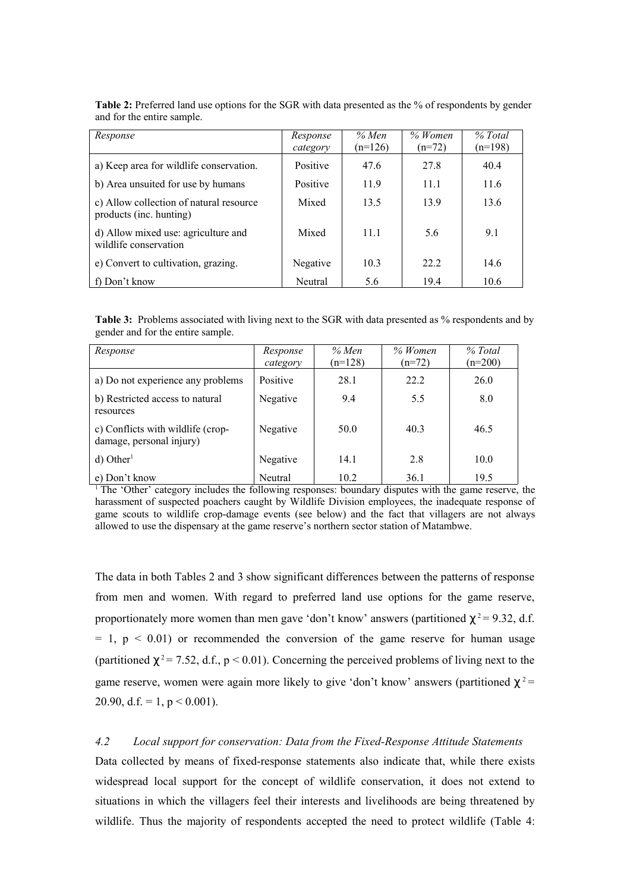**Table 2:** Preferred land use options for the SGR with data presented as the % of respondents by gender and for the entire sample.

| *Response* | *Response category* | *% Men (n=126)* | *% Women (n=72)* | *% Total (n=198)* |
|---|---|---|---|---|
| a) Keep area for wildlife conservation. | Positive | 47.6 | 27.8 | 40.4 |
| b) Area unsuited for use by humans | Positive | 11.9 | 11.1 | 11.6 |
| c) Allow collection of natural resource products (inc. hunting) | Mixed | 13.5 | 13.9 | 13.6 |
| d) Allow mixed use: agriculture and wildlife conservation | Mixed | 11.1 | 5.6 | 9.1 |
| e) Convert to cultivation, grazing. | Negative | 10.3 | 22.2 | 14.6 |
| f) Don't know | Neutral | 5.6 | 19.4 | 10.6 |

**Table 3:** Problems associated with living next to the SGR with data presented as % respondents and by gender and for the entire sample.

| *Response* | *Response category* | *% Men (n=128)* | *% Women (n=72)* | *% Total (n=200)* |
|---|---|---|---|---|
| a) Do not experience any problems | Positive | 28.1 | 22.2 | 26.0 |
| b) Restricted access to natural resources | Negative | 9.4 | 5.5 | 8.0 |
| c) Conflicts with wildlife (crop-damage, personal injury) | Negative | 50.0 | 40.3 | 46.5 |
| d) Other[1] | Negative | 14.1 | 2.8 | 10.0 |
| e) Don't know | Neutral | 10.2 | 36.1 | 19.5 |

[1] The 'Other' category includes the following responses: boundary disputes with the game reserve, the harassment of suspected poachers caught by Wildlife Division employees, the inadequate response of game scouts to wildlife crop-damage events (see below) and the fact that villagers are not always allowed to use the dispensary at the game reserve's northern sector station of Matambwe.

The data in both Tables 2 and 3 show significant differences between the patterns of response from men and women. With regard to preferred land use options for the game reserve, proportionately more women than men gave 'don't know' answers (partitioned $\chi^2 = 9.32$, d.f. = 1, $p < 0.01$) or recommended the conversion of the game reserve for human usage (partitioned $\chi^2 = 7.52$, d.f., $p < 0.01$). Concerning the perceived problems of living next to the game reserve, women were again more likely to give 'don't know' answers (partitioned $\chi^2 = 20.90$, d.f. = 1, $p < 0.001$).

## 4.2 *Local support for conservation: Data from the Fixed-Response Attitude Statements*

Data collected by means of fixed-response statements also indicate that, while there exists widespread local support for the concept of wildlife conservation, it does not extend to situations in which the villagers feel their interests and livelihoods are being threatened by wildlife. Thus the majority of respondents accepted the need to protect wildlife (Table 4: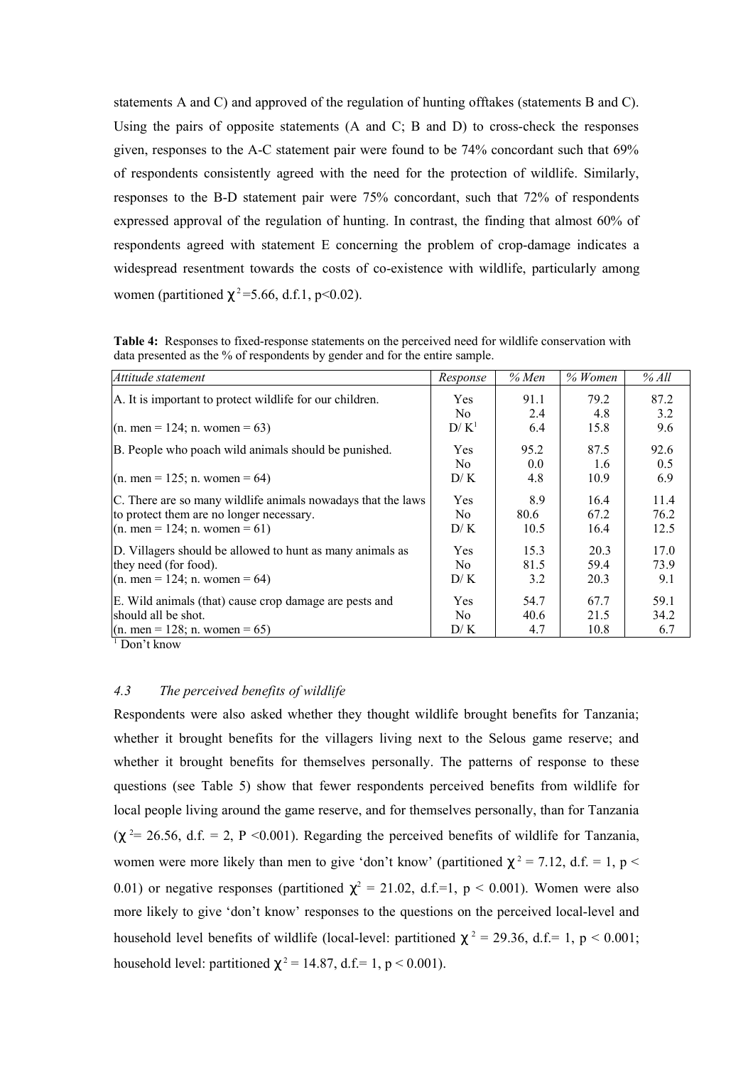statements A and C) and approved of the regulation of hunting offtakes (statements B and C). Using the pairs of opposite statements (A and C; B and D) to cross-check the responses given, responses to the A-C statement pair were found to be 74% concordant such that 69% of respondents consistently agreed with the need for the protection of wildlife. Similarly, responses to the B-D statement pair were 75% concordant, such that 72% of respondents expressed approval of the regulation of hunting. In contrast, the finding that almost 60% of respondents agreed with statement E concerning the problem of crop-damage indicates a widespread resentment towards the costs of co-existence with wildlife, particularly among women (partitioned $\chi^2=5.66$, d.f.1, $p<0.02$).

**Table 4:** Responses to fixed-response statements on the perceived need for wildlife conservation with data presented as the % of respondents by gender and for the entire sample.

| *Attitude statement* | *Response* | *% Men* | *% Women* | *% All* |
|---|---|---|---|---|
| A. It is important to protect wildlife for our children. | Yes | 91.1 | 79.2 | 87.2 |
| | No | 2.4 | 4.8 | 3.2 |
| (n. men = 124; n. women = 63) | D/ K[1] | 6.4 | 15.8 | 9.6 |
| B. People who poach wild animals should be punished. | Yes | 95.2 | 87.5 | 92.6 |
| | No | 0.0 | 1.6 | 0.5 |
| (n. men = 125; n. women = 64) | D/ K | 4.8 | 10.9 | 6.9 |
| C. There are so many wildlife animals nowadays that the laws | Yes | 8.9 | 16.4 | 11.4 |
| to protect them are no longer necessary. | No | 80.6 | 67.2 | 76.2 |
| (n. men = 124; n. women = 61) | D/ K | 10.5 | 16.4 | 12.5 |
| D. Villagers should be allowed to hunt as many animals as | Yes | 15.3 | 20.3 | 17.0 |
| they need (for food). | No | 81.5 | 59.4 | 73.9 |
| (n. men = 124; n. women = 64) | D/ K | 3.2 | 20.3 | 9.1 |
| E. Wild animals (that) cause crop damage are pests and | Yes | 54.7 | 67.7 | 59.1 |
| should all be shot. | No | 40.6 | 21.5 | 34.2 |
| (n. men = 128; n. women = 65) | D/ K | 4.7 | 10.8 | 6.7 |

[1] Don't know

### 4.3 *The perceived benefits of wildlife*

Respondents were also asked whether they thought wildlife brought benefits for Tanzania; whether it brought benefits for the villagers living next to the Selous game reserve; and whether it brought benefits for themselves personally. The patterns of response to these questions (see Table 5) show that fewer respondents perceived benefits from wildlife for local people living around the game reserve, and for themselves personally, than for Tanzania ($\chi^2= 26.56$, d.f. = 2, $P <0.001$). Regarding the perceived benefits of wildlife for Tanzania, women were more likely than men to give 'don't know' (partitioned $\chi^2 = 7.12$, d.f. = 1, $p < 0.01$) or negative responses (partitioned $\chi^2 = 21.02$, d.f.=1, $p < 0.001$). Women were also more likely to give 'don't know' responses to the questions on the perceived local-level and household level benefits of wildlife (local-level: partitioned $\chi^2 = 29.36$, d.f.= 1, $p < 0.001$; household level: partitioned $\chi^2 = 14.87$, d.f.= 1, $p < 0.001$).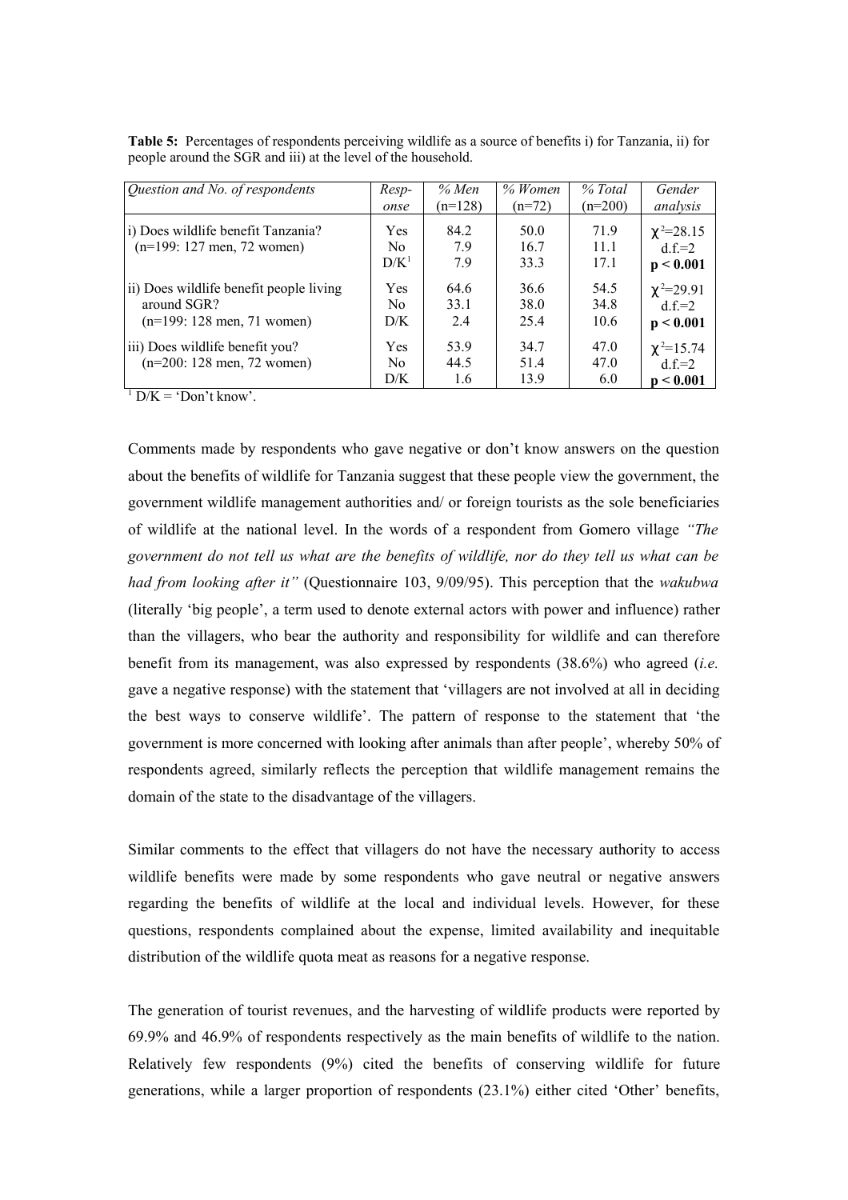**Table 5:** Percentages of respondents perceiving wildlife as a source of benefits i) for Tanzania, ii) for people around the SGR and iii) at the level of the household.

| *Question and No. of respondents* | *Resp-onse* | *% Men* (n=128) | *% Women* (n=72) | *% Total* (n=200) | *Gender analysis* |
|---|---|---|---|---|---|
| i) Does wildlife benefit Tanzania? (n=199: 127 men, 72 women) | Yes | 84.2 | 50.0 | 71.9 | $\chi^2$=28.15 |
| | No | 7.9 | 16.7 | 11.1 | d.f.=2 |
| | D/K[1] | 7.9 | 33.3 | 17.1 | **$p < 0.001$** |
| ii) Does wildlife benefit people living around SGR? (n=199: 128 men, 71 women) | Yes | 64.6 | 36.6 | 54.5 | $\chi^2$=29.91 |
| | No | 33.1 | 38.0 | 34.8 | d.f.=2 |
| | D/K | 2.4 | 25.4 | 10.6 | **$p < 0.001$** |
| iii) Does wildlife benefit you? (n=200: 128 men, 72 women) | Yes | 53.9 | 34.7 | 47.0 | $\chi^2$=15.74 |
| | No | 44.5 | 51.4 | 47.0 | d.f.=2 |
| | D/K | 1.6 | 13.9 | 6.0 | **$p < 0.001$** |

[1] D/K = 'Don't know'.

Comments made by respondents who gave negative or don't know answers on the question about the benefits of wildlife for Tanzania suggest that these people view the government, the government wildlife management authorities and/ or foreign tourists as the sole beneficiaries of wildlife at the national level. In the words of a respondent from Gomero village *"The government do not tell us what are the benefits of wildlife, nor do they tell us what can be had from looking after it"* (Questionnaire 103, 9/09/95). This perception that the *wakubwa* (literally 'big people', a term used to denote external actors with power and influence) rather than the villagers, who bear the authority and responsibility for wildlife and can therefore benefit from its management, was also expressed by respondents (38.6%) who agreed (*i.e.* gave a negative response) with the statement that 'villagers are not involved at all in deciding the best ways to conserve wildlife'. The pattern of response to the statement that 'the government is more concerned with looking after animals than after people', whereby 50% of respondents agreed, similarly reflects the perception that wildlife management remains the domain of the state to the disadvantage of the villagers.

Similar comments to the effect that villagers do not have the necessary authority to access wildlife benefits were made by some respondents who gave neutral or negative answers regarding the benefits of wildlife at the local and individual levels. However, for these questions, respondents complained about the expense, limited availability and inequitable distribution of the wildlife quota meat as reasons for a negative response.

The generation of tourist revenues, and the harvesting of wildlife products were reported by 69.9% and 46.9% of respondents respectively as the main benefits of wildlife to the nation. Relatively few respondents (9%) cited the benefits of conserving wildlife for future generations, while a larger proportion of respondents (23.1%) either cited 'Other' benefits,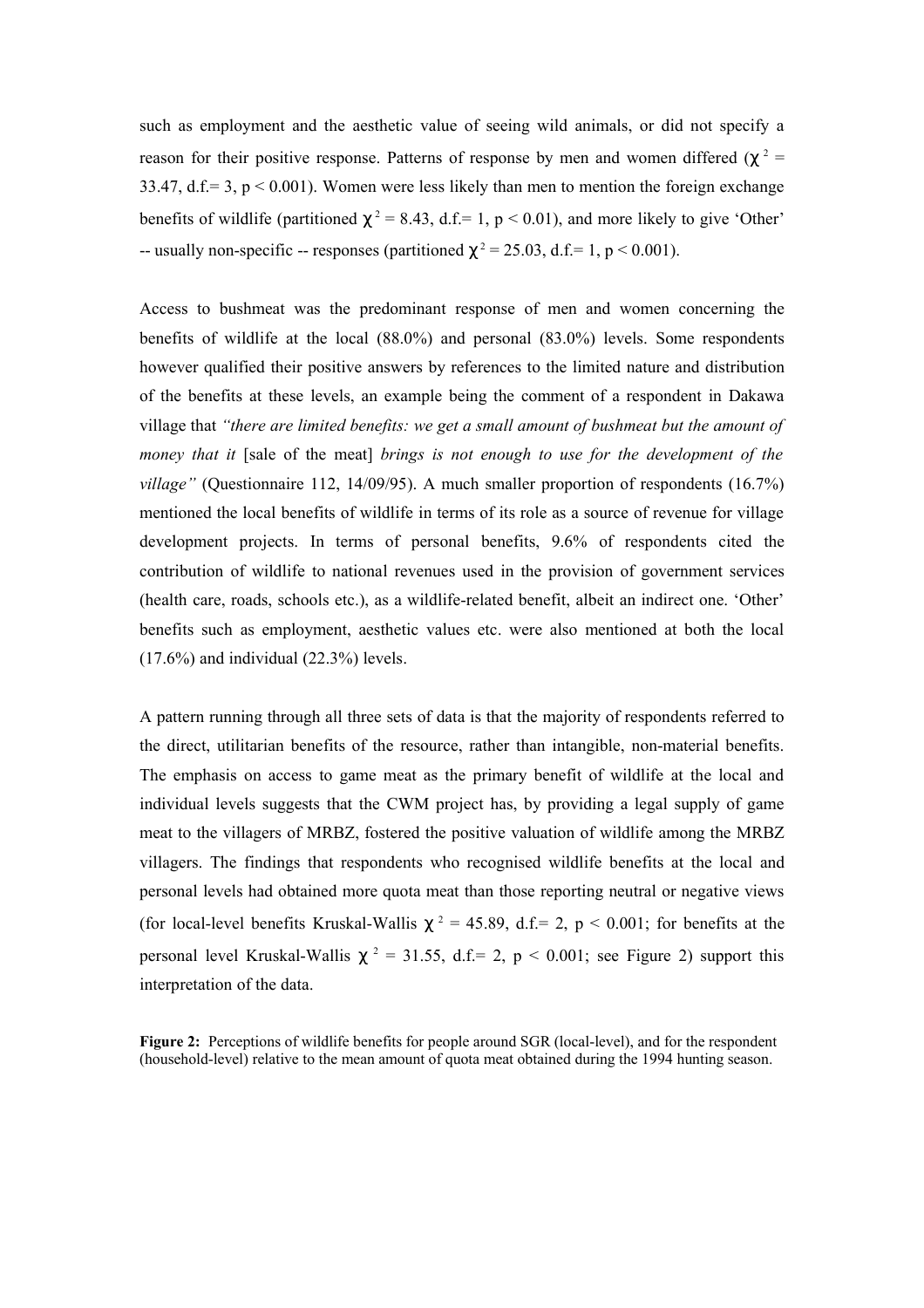such as employment and the aesthetic value of seeing wild animals, or did not specify a reason for their positive response. Patterns of response by men and women differed ($\chi^2$ = 33.47, d.f.= 3, $p < 0.001$). Women were less likely than men to mention the foreign exchange benefits of wildlife (partitioned $\chi^2$ = 8.43, d.f.= 1, $p < 0.01$), and more likely to give 'Other' -- usually non-specific -- responses (partitioned $\chi^2$ = 25.03, d.f.= 1, $p < 0.001$).

Access to bushmeat was the predominant response of men and women concerning the benefits of wildlife at the local (88.0%) and personal (83.0%) levels. Some respondents however qualified their positive answers by references to the limited nature and distribution of the benefits at these levels, an example being the comment of a respondent in Dakawa village that *"there are limited benefits: we get a small amount of bushmeat but the amount of money that it* [sale of the meat] *brings is not enough to use for the development of the village"* (Questionnaire 112, 14/09/95). A much smaller proportion of respondents (16.7%) mentioned the local benefits of wildlife in terms of its role as a source of revenue for village development projects. In terms of personal benefits, 9.6% of respondents cited the contribution of wildlife to national revenues used in the provision of government services (health care, roads, schools etc.), as a wildlife-related benefit, albeit an indirect one. 'Other' benefits such as employment, aesthetic values etc. were also mentioned at both the local (17.6%) and individual (22.3%) levels.

A pattern running through all three sets of data is that the majority of respondents referred to the direct, utilitarian benefits of the resource, rather than intangible, non-material benefits. The emphasis on access to game meat as the primary benefit of wildlife at the local and individual levels suggests that the CWM project has, by providing a legal supply of game meat to the villagers of MRBZ, fostered the positive valuation of wildlife among the MRBZ villagers. The findings that respondents who recognised wildlife benefits at the local and personal levels had obtained more quota meat than those reporting neutral or negative views (for local-level benefits Kruskal-Wallis $\chi^2$ = 45.89, d.f.= 2, $p < 0.001$; for benefits at the personal level Kruskal-Wallis $\chi^2$ = 31.55, d.f.= 2, $p < 0.001$; see Figure 2) support this interpretation of the data.

**Figure 2:** Perceptions of wildlife benefits for people around SGR (local-level), and for the respondent (household-level) relative to the mean amount of quota meat obtained during the 1994 hunting season.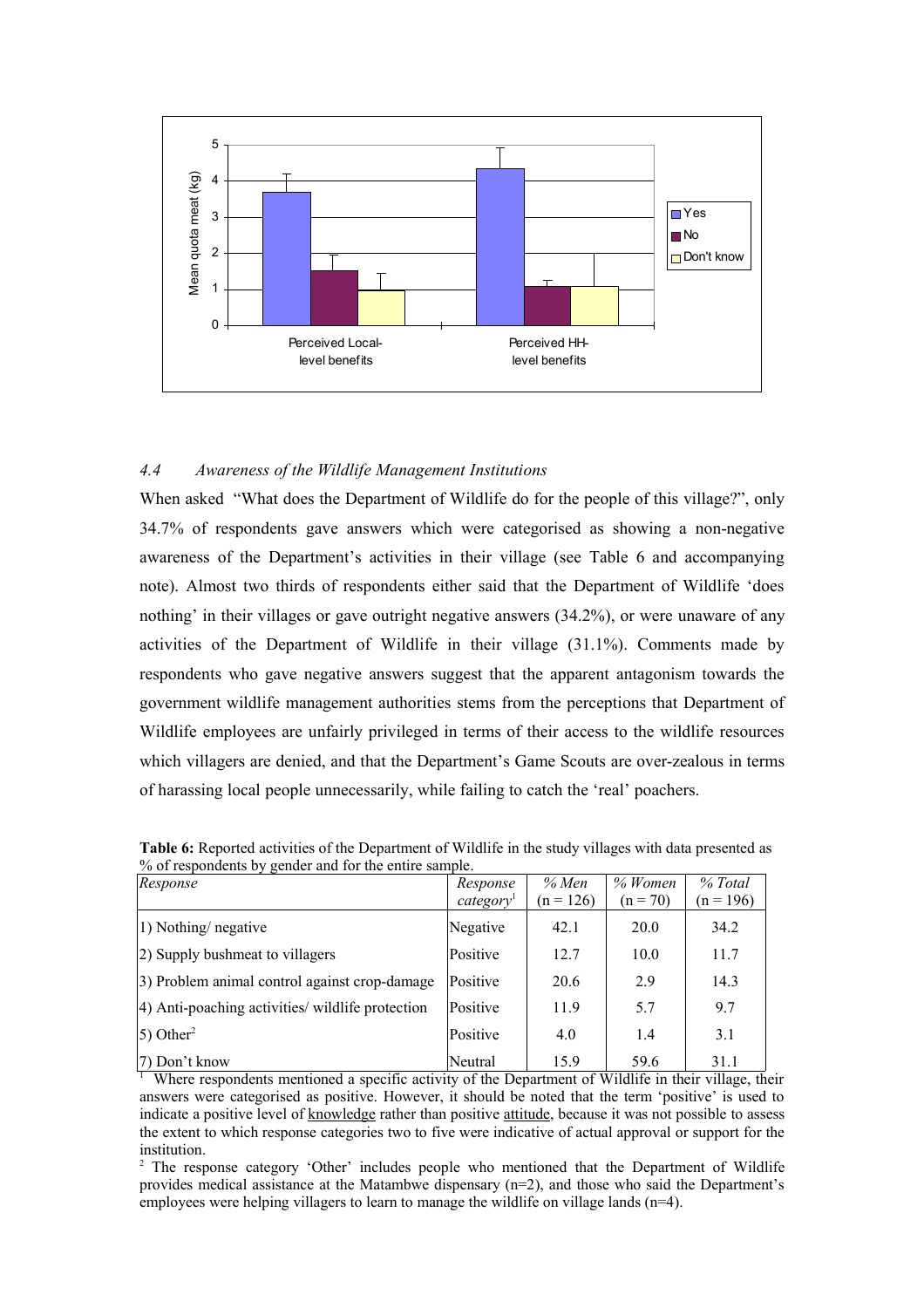### *4.4 Awareness of the Wildlife Management Institutions*

When asked "What does the Department of Wildlife do for the people of this village?", only 34.7% of respondents gave answers which were categorised as showing a non-negative awareness of the Department's activities in their village (see Table 6 and accompanying note). Almost two thirds of respondents either said that the Department of Wildlife 'does nothing' in their villages or gave outright negative answers (34.2%), or were unaware of any activities of the Department of Wildlife in their village (31.1%). Comments made by respondents who gave negative answers suggest that the apparent antagonism towards the government wildlife management authorities stems from the perceptions that Department of Wildlife employees are unfairly privileged in terms of their access to the wildlife resources which villagers are denied, and that the Department's Game Scouts are over-zealous in terms of harassing local people unnecessarily, while failing to catch the 'real' poachers.

**Table 6:** Reported activities of the Department of Wildlife in the study villages with data presented as % of respondents by gender and for the entire sample.

| *Response* | *Response category*[1] | *% Men* (n = 126) | *% Women* (n = 70) | *% Total* (n = 196) |
|---|---|---|---|---|
| 1) Nothing/ negative | Negative | 42.1 | 20.0 | 34.2 |
| 2) Supply bushmeat to villagers | Positive | 12.7 | 10.0 | 11.7 |
| 3) Problem animal control against crop-damage | Positive | 20.6 | 2.9 | 14.3 |
| 4) Anti-poaching activities/ wildlife protection | Positive | 11.9 | 5.7 | 9.7 |
| 5) Other[2] | Positive | 4.0 | 1.4 | 3.1 |
| 7) Don't know | Neutral | 15.9 | 59.6 | 31.1 |

[1] Where respondents mentioned a specific activity of the Department of Wildlife in their village, their answers were categorised as positive. However, it should be noted that the term 'positive' is used to indicate a positive level of knowledge rather than positive attitude, because it was not possible to assess the extent to which response categories two to five were indicative of actual approval or support for the institution.

[2] The response category 'Other' includes people who mentioned that the Department of Wildlife provides medical assistance at the Matambwe dispensary (n=2), and those who said the Department's employees were helping villagers to learn to manage the wildlife on village lands (n=4).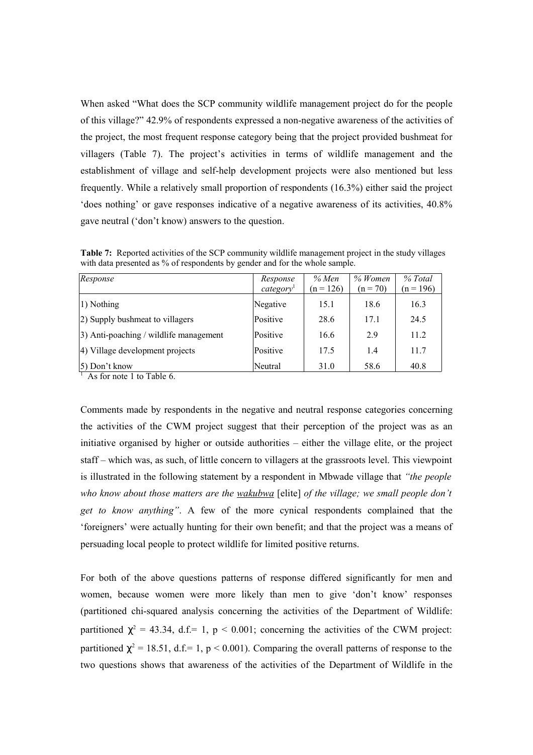When asked "What does the SCP community wildlife management project do for the people of this village?" 42.9% of respondents expressed a non-negative awareness of the activities of the project, the most frequent response category being that the project provided bushmeat for villagers (Table 7). The project's activities in terms of wildlife management and the establishment of village and self-help development projects were also mentioned but less frequently. While a relatively small proportion of respondents (16.3%) either said the project 'does nothing' or gave responses indicative of a negative awareness of its activities, 40.8% gave neutral ('don't know) answers to the question.

**Table 7:** Reported activities of the SCP community wildlife management project in the study villages with data presented as % of respondents by gender and for the whole sample.

| *Response* | *Response category*[1] | *% Men* (n = 126) | *% Women* (n = 70) | *% Total* (n = 196) |
|---|---|---|---|---|
| 1) Nothing | Negative | 15.1 | 18.6 | 16.3 |
| 2) Supply bushmeat to villagers | Positive | 28.6 | 17.1 | 24.5 |
| 3) Anti-poaching / wildlife management | Positive | 16.6 | 2.9 | 11.2 |
| 4) Village development projects | Positive | 17.5 | 1.4 | 11.7 |
| 5) Don't know | Neutral | 31.0 | 58.6 | 40.8 |

[1] As for note 1 to Table 6.

Comments made by respondents in the negative and neutral response categories concerning the activities of the CWM project suggest that their perception of the project was as an initiative organised by higher or outside authorities – either the village elite, or the project staff – which was, as such, of little concern to villagers at the grassroots level. This viewpoint is illustrated in the following statement by a respondent in Mbwade village that *"the people who know about those matters are the wakubwa* [elite] *of the village; we small people don't get to know anything"*. A few of the more cynical respondents complained that the 'foreigners' were actually hunting for their own benefit; and that the project was a means of persuading local people to protect wildlife for limited positive returns.

For both of the above questions patterns of response differed significantly for men and women, because women were more likely than men to give 'don't know' responses (partitioned chi-squared analysis concerning the activities of the Department of Wildlife: partitioned $\chi^2 = 43.34$, d.f.= 1, $p < 0.001$; concerning the activities of the CWM project: partitioned $\chi^2 = 18.51$, d.f.= 1, $p < 0.001$). Comparing the overall patterns of response to the two questions shows that awareness of the activities of the Department of Wildlife in the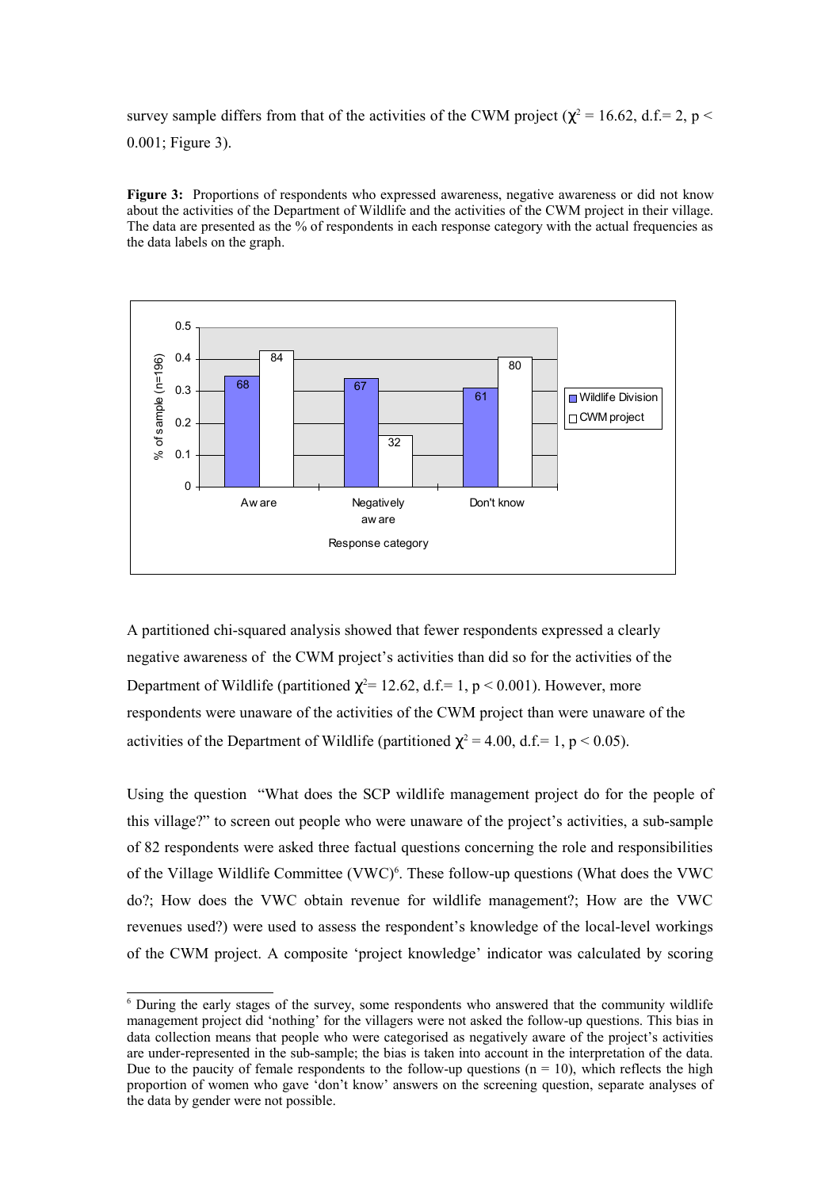survey sample differs from that of the activities of the CWM project ($\chi^2 = 16.62$, d.f.= 2, $p < 0.001$; Figure 3).

**Figure 3:** Proportions of respondents who expressed awareness, negative awareness or did not know about the activities of the Department of Wildlife and the activities of the CWM project in their village. The data are presented as the % of respondents in each response category with the actual frequencies as the data labels on the graph.

| Response category | Wildlife Division | CWM project |
|---|---|---|
| Aware | 68 | 84 |
| Negatively aware | 67 | 32 |
| Don't know | 61 | 80 |

A partitioned chi-squared analysis showed that fewer respondents expressed a clearly negative awareness of the CWM project's activities than did so for the activities of the Department of Wildlife (partitioned $\chi^2 = 12.62$, d.f.= 1, $p < 0.001$). However, more respondents were unaware of the activities of the CWM project than were unaware of the activities of the Department of Wildlife (partitioned $\chi^2 = 4.00$, d.f.= 1, $p < 0.05$).

Using the question "What does the SCP wildlife management project do for the people of this village?" to screen out people who were unaware of the project's activities, a sub-sample of 82 respondents were asked three factual questions concerning the role and responsibilities of the Village Wildlife Committee (VWC)[6]. These follow-up questions (What does the VWC do?; How does the VWC obtain revenue for wildlife management?; How are the VWC revenues used?) were used to assess the respondent's knowledge of the local-level workings of the CWM project. A composite 'project knowledge' indicator was calculated by scoring

[6] During the early stages of the survey, some respondents who answered that the community wildlife management project did 'nothing' for the villagers were not asked the follow-up questions. This bias in data collection means that people who were categorised as negatively aware of the project's activities are under-represented in the sub-sample; the bias is taken into account in the interpretation of the data. Due to the paucity of female respondents to the follow-up questions (n = 10), which reflects the high proportion of women who gave 'don't know' answers on the screening question, separate analyses of the data by gender were not possible.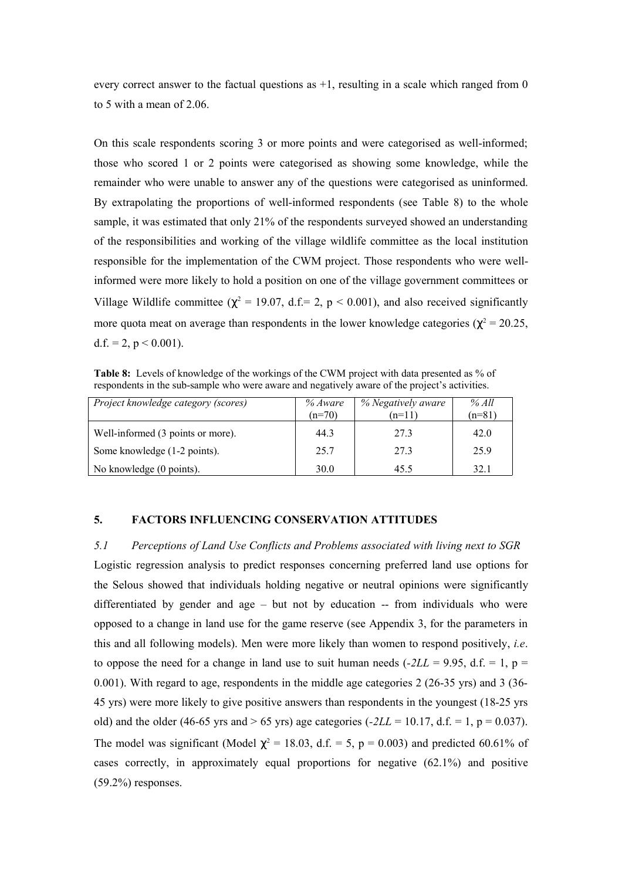every correct answer to the factual questions as +1, resulting in a scale which ranged from 0 to 5 with a mean of 2.06.

On this scale respondents scoring 3 or more points and were categorised as well-informed; those who scored 1 or 2 points were categorised as showing some knowledge, while the remainder who were unable to answer any of the questions were categorised as uninformed. By extrapolating the proportions of well-informed respondents (see Table 8) to the whole sample, it was estimated that only 21% of the respondents surveyed showed an understanding of the responsibilities and working of the village wildlife committee as the local institution responsible for the implementation of the CWM project. Those respondents who were well-informed were more likely to hold a position on one of the village government committees or Village Wildlife committee ($\chi^2$ = 19.07, d.f.= 2, p < 0.001), and also received significantly more quota meat on average than respondents in the lower knowledge categories ($\chi^2$ = 20.25, d.f. = 2, p < 0.001).

**Table 8:** Levels of knowledge of the workings of the CWM project with data presented as % of respondents in the sub-sample who were aware and negatively aware of the project's activities.

| *Project knowledge category (scores)* | *% Aware* (n=70) | *% Negatively aware* (n=11) | *% All* (n=81) |
|---|---|---|---|
| Well-informed (3 points or more). | 44.3 | 27.3 | 42.0 |
| Some knowledge (1-2 points). | 25.7 | 27.3 | 25.9 |
| No knowledge (0 points). | 30.0 | 45.5 | 32.1 |

## 5. FACTORS INFLUENCING CONSERVATION ATTITUDES

### *5.1 Perceptions of Land Use Conflicts and Problems associated with living next to SGR*

Logistic regression analysis to predict responses concerning preferred land use options for the Selous showed that individuals holding negative or neutral opinions were significantly differentiated by gender and age – but not by education -- from individuals who were opposed to a change in land use for the game reserve (see Appendix 3, for the parameters in this and all following models). Men were more likely than women to respond positively, *i.e*. to oppose the need for a change in land use to suit human needs (*-2LL* = 9.95, d.f. = 1, p = 0.001). With regard to age, respondents in the middle age categories 2 (26-35 yrs) and 3 (36-45 yrs) were more likely to give positive answers than respondents in the youngest (18-25 yrs old) and the older (46-65 yrs and > 65 yrs) age categories (*-2LL* = 10.17, d.f. = 1, p = 0.037). The model was significant (Model $\chi^2$ = 18.03, d.f. = 5, p = 0.003) and predicted 60.61% of cases correctly, in approximately equal proportions for negative (62.1%) and positive (59.2%) responses.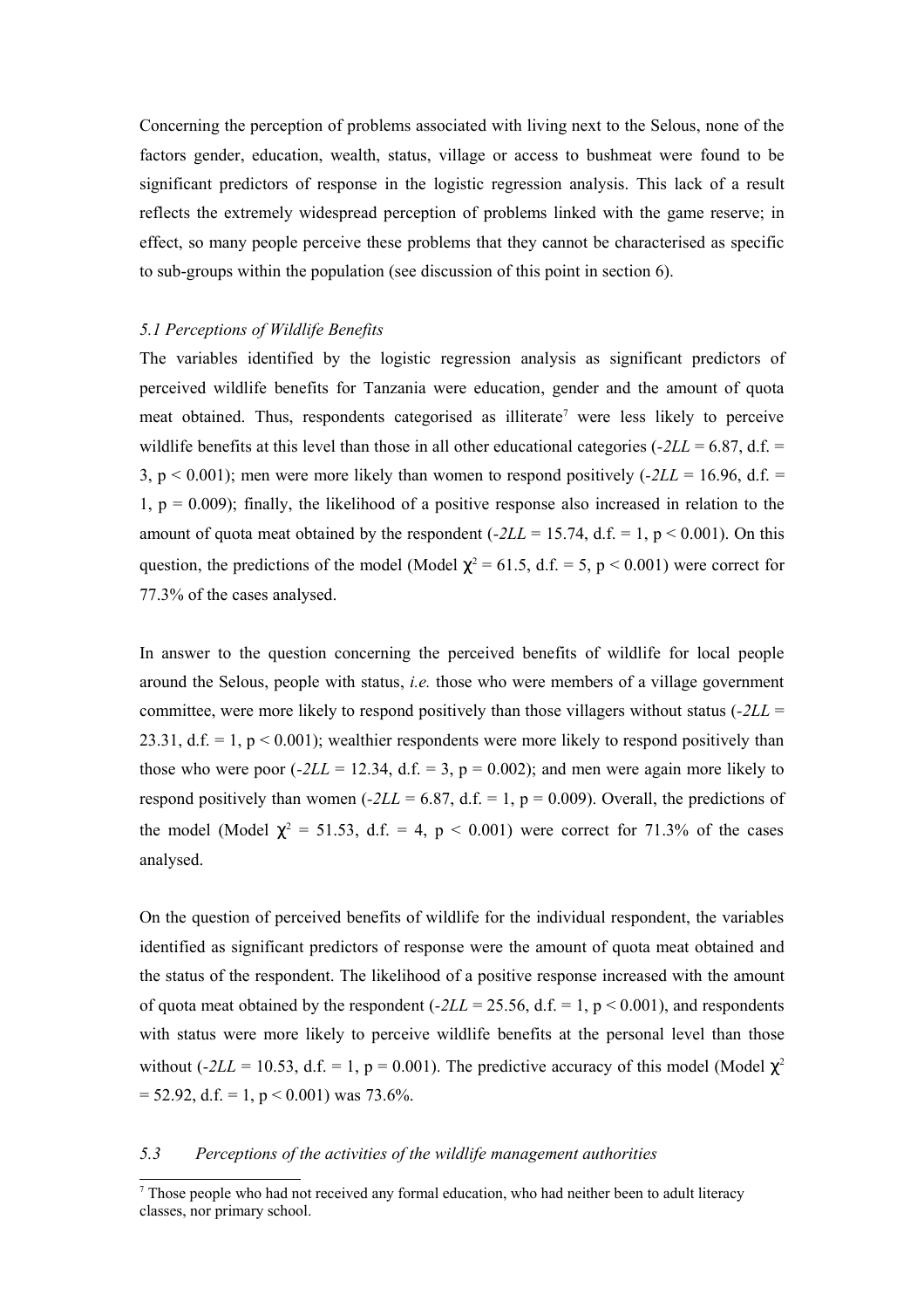Concerning the perception of problems associated with living next to the Selous, none of the factors gender, education, wealth, status, village or access to bushmeat were found to be significant predictors of response in the logistic regression analysis. This lack of a result reflects the extremely widespread perception of problems linked with the game reserve; in effect, so many people perceive these problems that they cannot be characterised as specific to sub-groups within the population (see discussion of this point in section 6).

### *5.1 Perceptions of Wildlife Benefits*

The variables identified by the logistic regression analysis as significant predictors of perceived wildlife benefits for Tanzania were education, gender and the amount of quota meat obtained. Thus, respondents categorised as illiterate[7] were less likely to perceive wildlife benefits at this level than those in all other educational categories ($-2LL$ = 6.87, d.f. = 3, $p < 0.001$); men were more likely than women to respond positively ($-2LL$ = 16.96, d.f. = 1, $p = 0.009$); finally, the likelihood of a positive response also increased in relation to the amount of quota meat obtained by the respondent ($-2LL$ = 15.74, d.f. = 1, $p < 0.001$). On this question, the predictions of the model (Model $\chi^2 = 61.5$, d.f. = 5, $p < 0.001$) were correct for 77.3% of the cases analysed.

In answer to the question concerning the perceived benefits of wildlife for local people around the Selous, people with status, *i.e.* those who were members of a village government committee, were more likely to respond positively than those villagers without status ($-2LL$ = 23.31, d.f. = 1, $p < 0.001$); wealthier respondents were more likely to respond positively than those who were poor ($-2LL$ = 12.34, d.f. = 3, $p = 0.002$); and men were again more likely to respond positively than women ($-2LL$ = 6.87, d.f. = 1, $p = 0.009$). Overall, the predictions of the model (Model $\chi^2 = 51.53$, d.f. = 4, $p < 0.001$) were correct for 71.3% of the cases analysed.

On the question of perceived benefits of wildlife for the individual respondent, the variables identified as significant predictors of response were the amount of quota meat obtained and the status of the respondent. The likelihood of a positive response increased with the amount of quota meat obtained by the respondent ($-2LL$ = 25.56, d.f. = 1, $p < 0.001$), and respondents with status were more likely to perceive wildlife benefits at the personal level than those without ($-2LL$ = 10.53, d.f. = 1, $p = 0.001$). The predictive accuracy of this model (Model $\chi^2$ = 52.92, d.f. = 1, $p < 0.001$) was 73.6%.

### *5.3 Perceptions of the activities of the wildlife management authorities*

[7] Those people who had not received any formal education, who had neither been to adult literacy classes, nor primary school.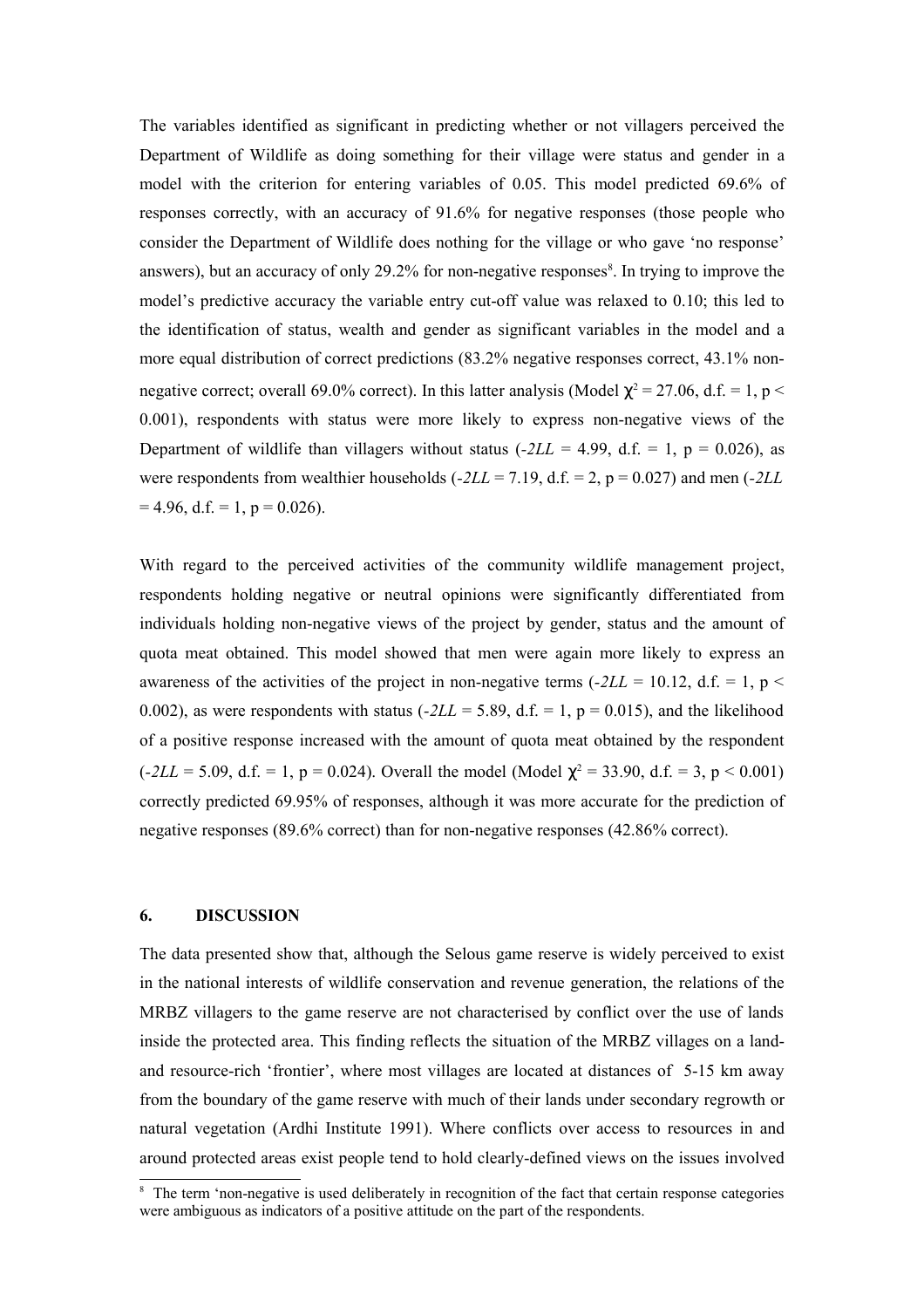The variables identified as significant in predicting whether or not villagers perceived the Department of Wildlife as doing something for their village were status and gender in a model with the criterion for entering variables of 0.05. This model predicted 69.6% of responses correctly, with an accuracy of 91.6% for negative responses (those people who consider the Department of Wildlife does nothing for the village or who gave 'no response' answers), but an accuracy of only 29.2% for non-negative responses[8]. In trying to improve the model's predictive accuracy the variable entry cut-off value was relaxed to 0.10; this led to the identification of status, wealth and gender as significant variables in the model and a more equal distribution of correct predictions (83.2% negative responses correct, 43.1% non-negative correct; overall 69.0% correct). In this latter analysis (Model $\chi^2 = 27.06$, d.f. = 1, $p < 0.001$), respondents with status were more likely to express non-negative views of the Department of wildlife than villagers without status ($-2LL = 4.99$, d.f. = 1, $p = 0.026$), as were respondents from wealthier households ($-2LL = 7.19$, d.f. = 2, $p = 0.027$) and men ($-2LL = 4.96$, d.f. = 1, $p = 0.026$).

With regard to the perceived activities of the community wildlife management project, respondents holding negative or neutral opinions were significantly differentiated from individuals holding non-negative views of the project by gender, status and the amount of quota meat obtained. This model showed that men were again more likely to express an awareness of the activities of the project in non-negative terms ($-2LL = 10.12$, d.f. = 1, $p < 0.002$), as were respondents with status ($-2LL = 5.89$, d.f. = 1, $p = 0.015$), and the likelihood of a positive response increased with the amount of quota meat obtained by the respondent ($-2LL = 5.09$, d.f. = 1, $p = 0.024$). Overall the model (Model $\chi^2 = 33.90$, d.f. = 3, $p < 0.001$) correctly predicted 69.95% of responses, although it was more accurate for the prediction of negative responses (89.6% correct) than for non-negative responses (42.86% correct).

## 6. DISCUSSION

The data presented show that, although the Selous game reserve is widely perceived to exist in the national interests of wildlife conservation and revenue generation, the relations of the MRBZ villagers to the game reserve are not characterised by conflict over the use of lands inside the protected area. This finding reflects the situation of the MRBZ villages on a land- and resource-rich 'frontier', where most villages are located at distances of 5-15 km away from the boundary of the game reserve with much of their lands under secondary regrowth or natural vegetation (Ardhi Institute 1991). Where conflicts over access to resources in and around protected areas exist people tend to hold clearly-defined views on the issues involved

[8] The term 'non-negative is used deliberately in recognition of the fact that certain response categories were ambiguous as indicators of a positive attitude on the part of the respondents.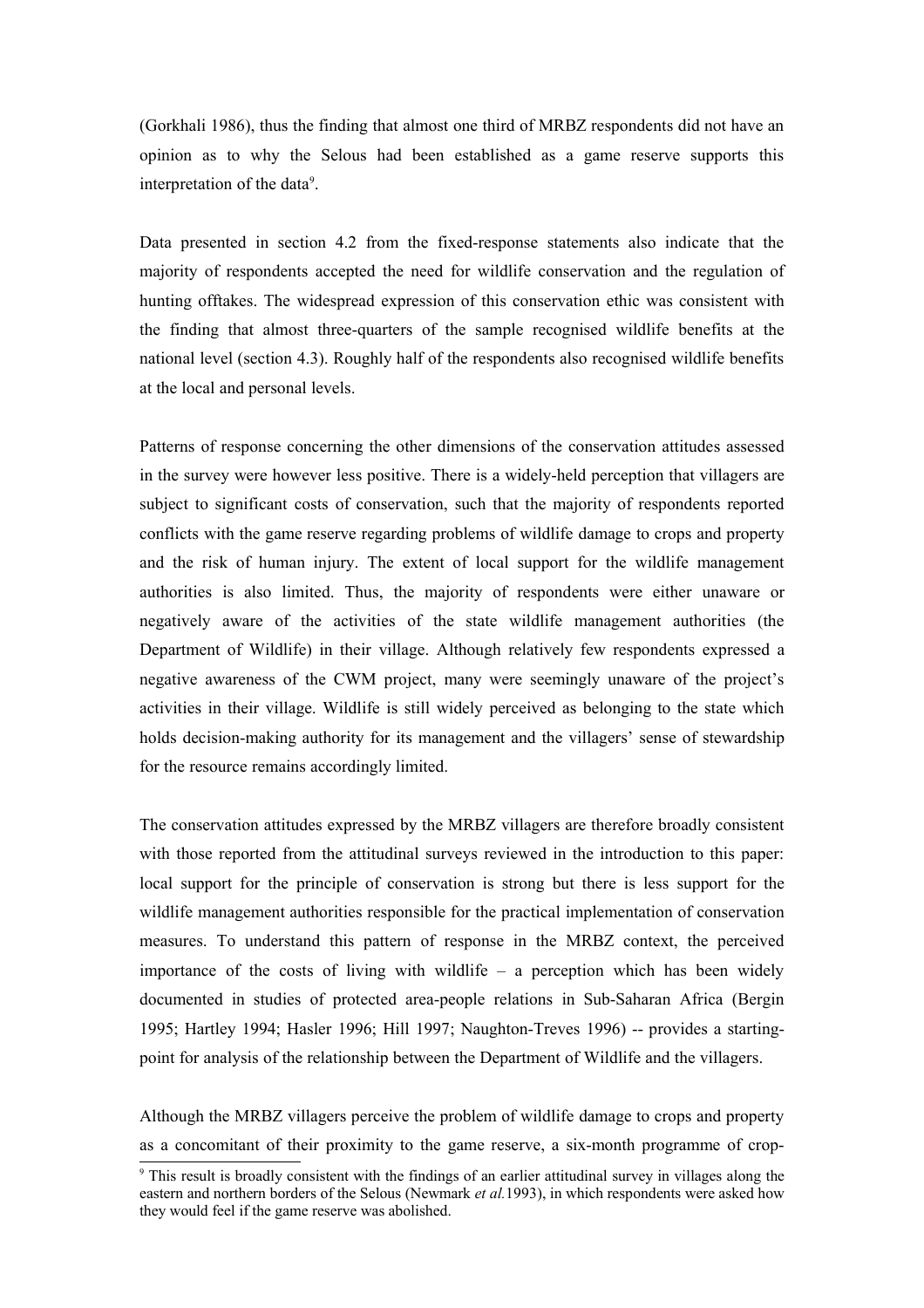(Gorkhali 1986), thus the finding that almost one third of MRBZ respondents did not have an opinion as to why the Selous had been established as a game reserve supports this interpretation of the data[9].

Data presented in section 4.2 from the fixed-response statements also indicate that the majority of respondents accepted the need for wildlife conservation and the regulation of hunting offtakes. The widespread expression of this conservation ethic was consistent with the finding that almost three-quarters of the sample recognised wildlife benefits at the national level (section 4.3). Roughly half of the respondents also recognised wildlife benefits at the local and personal levels.

Patterns of response concerning the other dimensions of the conservation attitudes assessed in the survey were however less positive. There is a widely-held perception that villagers are subject to significant costs of conservation, such that the majority of respondents reported conflicts with the game reserve regarding problems of wildlife damage to crops and property and the risk of human injury. The extent of local support for the wildlife management authorities is also limited. Thus, the majority of respondents were either unaware or negatively aware of the activities of the state wildlife management authorities (the Department of Wildlife) in their village. Although relatively few respondents expressed a negative awareness of the CWM project, many were seemingly unaware of the project's activities in their village. Wildlife is still widely perceived as belonging to the state which holds decision-making authority for its management and the villagers' sense of stewardship for the resource remains accordingly limited.

The conservation attitudes expressed by the MRBZ villagers are therefore broadly consistent with those reported from the attitudinal surveys reviewed in the introduction to this paper: local support for the principle of conservation is strong but there is less support for the wildlife management authorities responsible for the practical implementation of conservation measures. To understand this pattern of response in the MRBZ context, the perceived importance of the costs of living with wildlife – a perception which has been widely documented in studies of protected area-people relations in Sub-Saharan Africa (Bergin 1995; Hartley 1994; Hasler 1996; Hill 1997; Naughton-Treves 1996) -- provides a starting-point for analysis of the relationship between the Department of Wildlife and the villagers.

Although the MRBZ villagers perceive the problem of wildlife damage to crops and property as a concomitant of their proximity to the game reserve, a six-month programme of crop-

[9] This result is broadly consistent with the findings of an earlier attitudinal survey in villages along the eastern and northern borders of the Selous (Newmark *et al.*1993), in which respondents were asked how they would feel if the game reserve was abolished.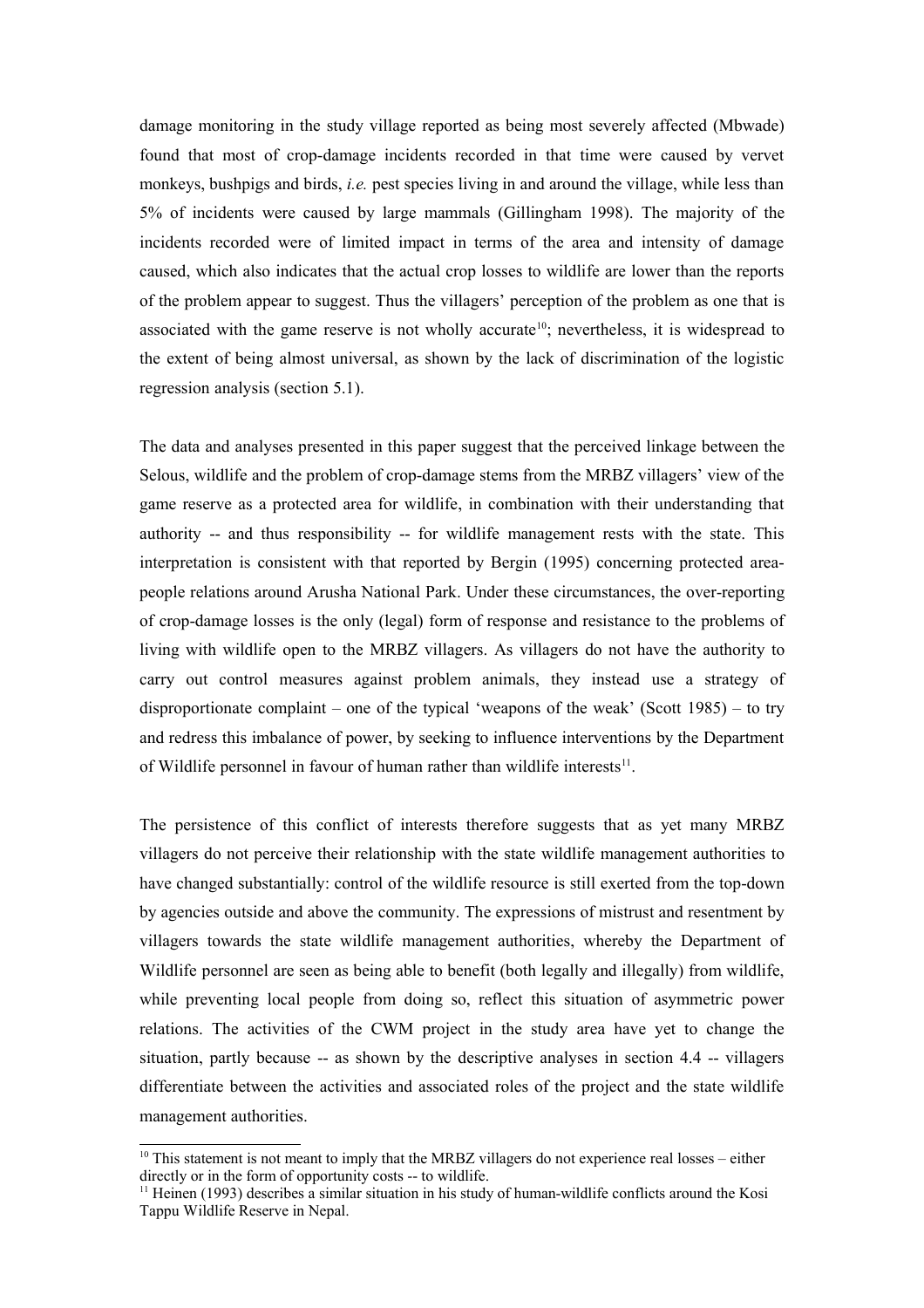damage monitoring in the study village reported as being most severely affected (Mbwade) found that most of crop-damage incidents recorded in that time were caused by vervet monkeys, bushpigs and birds, *i.e.* pest species living in and around the village, while less than 5% of incidents were caused by large mammals (Gillingham 1998). The majority of the incidents recorded were of limited impact in terms of the area and intensity of damage caused, which also indicates that the actual crop losses to wildlife are lower than the reports of the problem appear to suggest. Thus the villagers' perception of the problem as one that is associated with the game reserve is not wholly accurate[10]; nevertheless, it is widespread to the extent of being almost universal, as shown by the lack of discrimination of the logistic regression analysis (section 5.1).

The data and analyses presented in this paper suggest that the perceived linkage between the Selous, wildlife and the problem of crop-damage stems from the MRBZ villagers' view of the game reserve as a protected area for wildlife, in combination with their understanding that authority -- and thus responsibility -- for wildlife management rests with the state. This interpretation is consistent with that reported by Bergin (1995) concerning protected area-people relations around Arusha National Park. Under these circumstances, the over-reporting of crop-damage losses is the only (legal) form of response and resistance to the problems of living with wildlife open to the MRBZ villagers. As villagers do not have the authority to carry out control measures against problem animals, they instead use a strategy of disproportionate complaint – one of the typical 'weapons of the weak' (Scott 1985) – to try and redress this imbalance of power, by seeking to influence interventions by the Department of Wildlife personnel in favour of human rather than wildlife interests[11].

The persistence of this conflict of interests therefore suggests that as yet many MRBZ villagers do not perceive their relationship with the state wildlife management authorities to have changed substantially: control of the wildlife resource is still exerted from the top-down by agencies outside and above the community. The expressions of mistrust and resentment by villagers towards the state wildlife management authorities, whereby the Department of Wildlife personnel are seen as being able to benefit (both legally and illegally) from wildlife, while preventing local people from doing so, reflect this situation of asymmetric power relations. The activities of the CWM project in the study area have yet to change the situation, partly because -- as shown by the descriptive analyses in section 4.4 -- villagers differentiate between the activities and associated roles of the project and the state wildlife management authorities.

---

[10] This statement is not meant to imply that the MRBZ villagers do not experience real losses – either directly or in the form of opportunity costs -- to wildlife.

[11] Heinen (1993) describes a similar situation in his study of human-wildlife conflicts around the Kosi Tappu Wildlife Reserve in Nepal.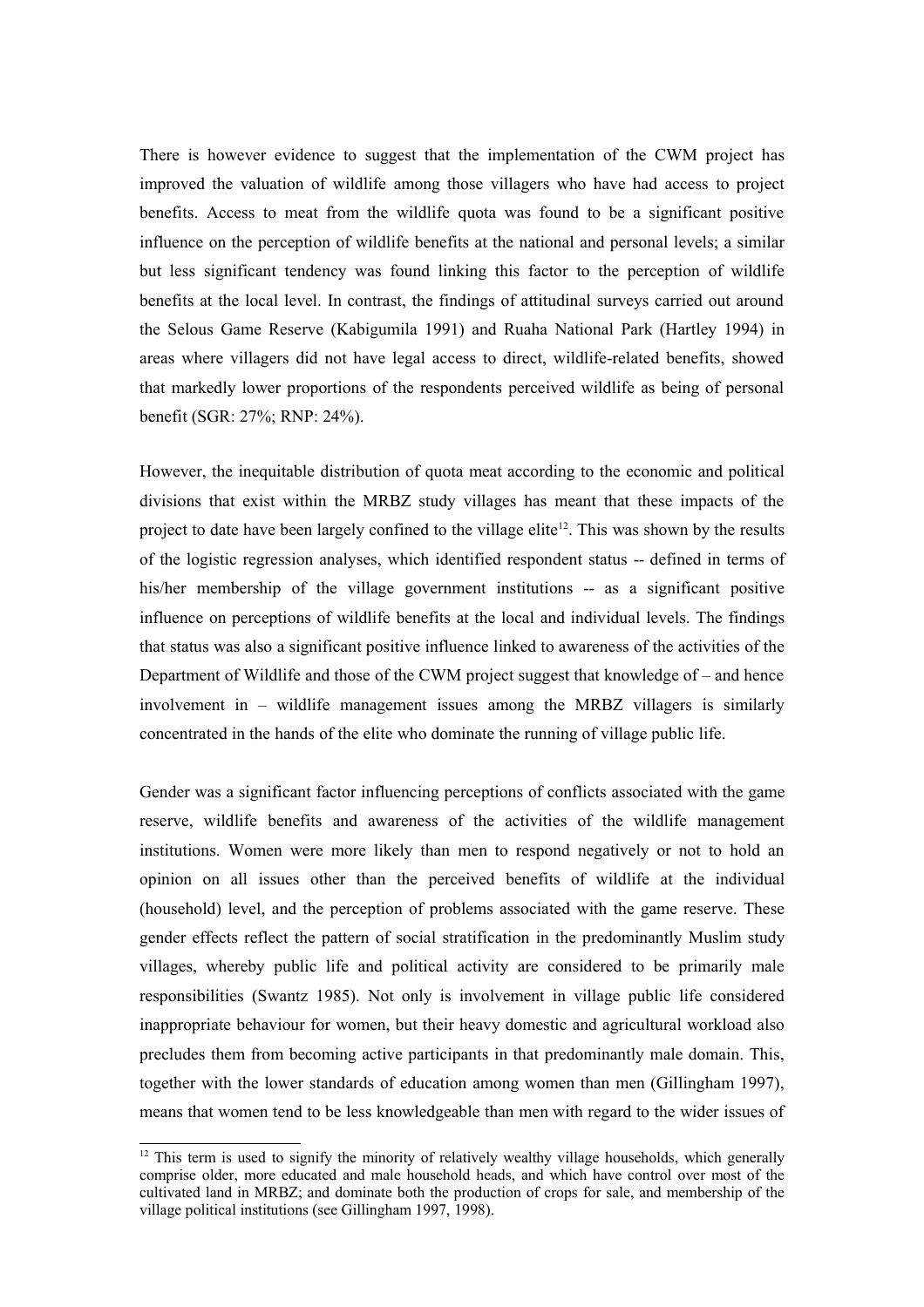There is however evidence to suggest that the implementation of the CWM project has improved the valuation of wildlife among those villagers who have had access to project benefits. Access to meat from the wildlife quota was found to be a significant positive influence on the perception of wildlife benefits at the national and personal levels; a similar but less significant tendency was found linking this factor to the perception of wildlife benefits at the local level. In contrast, the findings of attitudinal surveys carried out around the Selous Game Reserve (Kabigumila 1991) and Ruaha National Park (Hartley 1994) in areas where villagers did not have legal access to direct, wildlife-related benefits, showed that markedly lower proportions of the respondents perceived wildlife as being of personal benefit (SGR: 27%; RNP: 24%).

However, the inequitable distribution of quota meat according to the economic and political divisions that exist within the MRBZ study villages has meant that these impacts of the project to date have been largely confined to the village elite[12]. This was shown by the results of the logistic regression analyses, which identified respondent status -- defined in terms of his/her membership of the village government institutions -- as a significant positive influence on perceptions of wildlife benefits at the local and individual levels. The findings that status was also a significant positive influence linked to awareness of the activities of the Department of Wildlife and those of the CWM project suggest that knowledge of – and hence involvement in – wildlife management issues among the MRBZ villagers is similarly concentrated in the hands of the elite who dominate the running of village public life.

Gender was a significant factor influencing perceptions of conflicts associated with the game reserve, wildlife benefits and awareness of the activities of the wildlife management institutions. Women were more likely than men to respond negatively or not to hold an opinion on all issues other than the perceived benefits of wildlife at the individual (household) level, and the perception of problems associated with the game reserve. These gender effects reflect the pattern of social stratification in the predominantly Muslim study villages, whereby public life and political activity are considered to be primarily male responsibilities (Swantz 1985). Not only is involvement in village public life considered inappropriate behaviour for women, but their heavy domestic and agricultural workload also precludes them from becoming active participants in that predominantly male domain. This, together with the lower standards of education among women than men (Gillingham 1997), means that women tend to be less knowledgeable than men with regard to the wider issues of

[12] This term is used to signify the minority of relatively wealthy village households, which generally comprise older, more educated and male household heads, and which have control over most of the cultivated land in MRBZ; and dominate both the production of crops for sale, and membership of the village political institutions (see Gillingham 1997, 1998).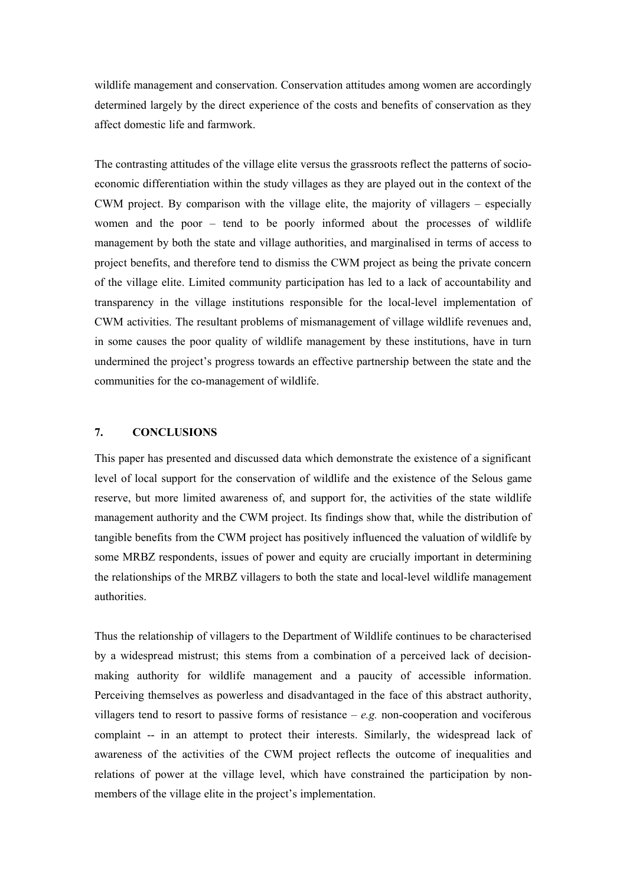wildlife management and conservation. Conservation attitudes among women are accordingly determined largely by the direct experience of the costs and benefits of conservation as they affect domestic life and farmwork.

The contrasting attitudes of the village elite versus the grassroots reflect the patterns of socio-economic differentiation within the study villages as they are played out in the context of the CWM project. By comparison with the village elite, the majority of villagers – especially women and the poor – tend to be poorly informed about the processes of wildlife management by both the state and village authorities, and marginalised in terms of access to project benefits, and therefore tend to dismiss the CWM project as being the private concern of the village elite. Limited community participation has led to a lack of accountability and transparency in the village institutions responsible for the local-level implementation of CWM activities. The resultant problems of mismanagement of village wildlife revenues and, in some causes the poor quality of wildlife management by these institutions, have in turn undermined the project's progress towards an effective partnership between the state and the communities for the co-management of wildlife.

## 7. CONCLUSIONS

This paper has presented and discussed data which demonstrate the existence of a significant level of local support for the conservation of wildlife and the existence of the Selous game reserve, but more limited awareness of, and support for, the activities of the state wildlife management authority and the CWM project. Its findings show that, while the distribution of tangible benefits from the CWM project has positively influenced the valuation of wildlife by some MRBZ respondents, issues of power and equity are crucially important in determining the relationships of the MRBZ villagers to both the state and local-level wildlife management authorities.

Thus the relationship of villagers to the Department of Wildlife continues to be characterised by a widespread mistrust; this stems from a combination of a perceived lack of decision-making authority for wildlife management and a paucity of accessible information. Perceiving themselves as powerless and disadvantaged in the face of this abstract authority, villagers tend to resort to passive forms of resistance – *e.g.* non-cooperation and vociferous complaint -- in an attempt to protect their interests. Similarly, the widespread lack of awareness of the activities of the CWM project reflects the outcome of inequalities and relations of power at the village level, which have constrained the participation by non-members of the village elite in the project's implementation.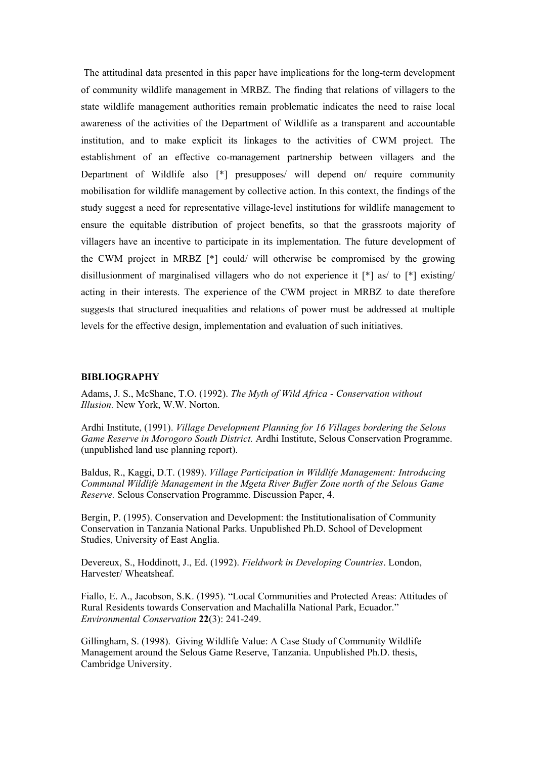The attitudinal data presented in this paper have implications for the long-term development of community wildlife management in MRBZ. The finding that relations of villagers to the state wildlife management authorities remain problematic indicates the need to raise local awareness of the activities of the Department of Wildlife as a transparent and accountable institution, and to make explicit its linkages to the activities of CWM project. The establishment of an effective co-management partnership between villagers and the Department of Wildlife also [*] presupposes/ will depend on/ require community mobilisation for wildlife management by collective action. In this context, the findings of the study suggest a need for representative village-level institutions for wildlife management to ensure the equitable distribution of project benefits, so that the grassroots majority of villagers have an incentive to participate in its implementation. The future development of the CWM project in MRBZ [*] could/ will otherwise be compromised by the growing disillusionment of marginalised villagers who do not experience it [*] as/ to [*] existing/ acting in their interests. The experience of the CWM project in MRBZ to date therefore suggests that structured inequalities and relations of power must be addressed at multiple levels for the effective design, implementation and evaluation of such initiatives.

**BIBLIOGRAPHY**

Adams, J. S., McShane, T.O. (1992). *The Myth of Wild Africa - Conservation without Illusion.* New York, W.W. Norton.

Ardhi Institute, (1991). *Village Development Planning for 16 Villages bordering the Selous Game Reserve in Morogoro South District.* Ardhi Institute, Selous Conservation Programme. (unpublished land use planning report).

Baldus, R., Kaggi, D.T. (1989). *Village Participation in Wildlife Management: Introducing Communal Wildlife Management in the Mgeta River Buffer Zone north of the Selous Game Reserve.* Selous Conservation Programme. Discussion Paper, 4.

Bergin, P. (1995). Conservation and Development: the Institutionalisation of Community Conservation in Tanzania National Parks. Unpublished Ph.D. School of Development Studies, University of East Anglia.

Devereux, S., Hoddinott, J., Ed. (1992). *Fieldwork in Developing Countries*. London, Harvester/ Wheatsheaf.

Fiallo, E. A., Jacobson, S.K. (1995). "Local Communities and Protected Areas: Attitudes of Rural Residents towards Conservation and Machalilla National Park, Ecuador." *Environmental Conservation* **22**(3): 241-249.

Gillingham, S. (1998). Giving Wildlife Value: A Case Study of Community Wildlife Management around the Selous Game Reserve, Tanzania. Unpublished Ph.D. thesis, Cambridge University.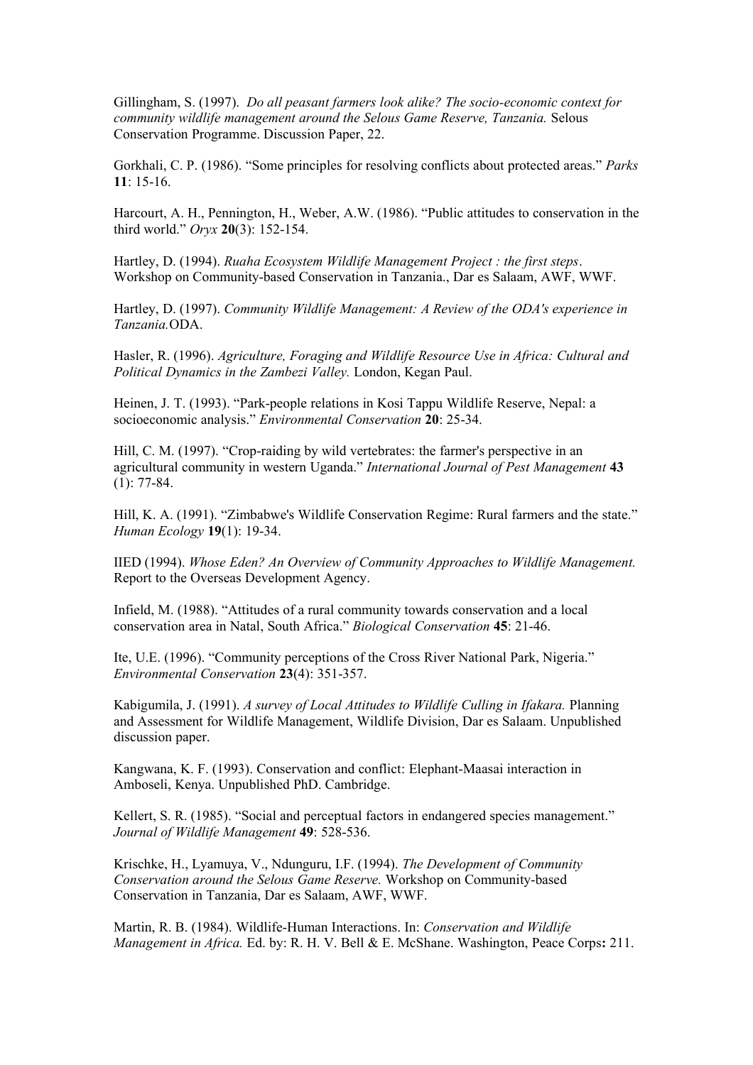Gillingham, S. (1997). *Do all peasant farmers look alike? The socio-economic context for community wildlife management around the Selous Game Reserve, Tanzania.* Selous Conservation Programme. Discussion Paper, 22.

Gorkhali, C. P. (1986). "Some principles for resolving conflicts about protected areas." *Parks* **11**: 15-16.

Harcourt, A. H., Pennington, H., Weber, A.W. (1986). "Public attitudes to conservation in the third world." *Oryx* **20**(3): 152-154.

Hartley, D. (1994). *Ruaha Ecosystem Wildlife Management Project : the first steps*. Workshop on Community-based Conservation in Tanzania., Dar es Salaam, AWF, WWF.

Hartley, D. (1997). *Community Wildlife Management: A Review of the ODA's experience in Tanzania.*ODA.

Hasler, R. (1996). *Agriculture, Foraging and Wildlife Resource Use in Africa: Cultural and Political Dynamics in the Zambezi Valley.* London, Kegan Paul.

Heinen, J. T. (1993). "Park-people relations in Kosi Tappu Wildlife Reserve, Nepal: a socioeconomic analysis." *Environmental Conservation* **20**: 25-34.

Hill, C. M. (1997). "Crop-raiding by wild vertebrates: the farmer's perspective in an agricultural community in western Uganda." *International Journal of Pest Management* **43** (1): 77-84.

Hill, K. A. (1991). "Zimbabwe's Wildlife Conservation Regime: Rural farmers and the state." *Human Ecology* **19**(1): 19-34.

IIED (1994). *Whose Eden? An Overview of Community Approaches to Wildlife Management.* Report to the Overseas Development Agency.

Infield, M. (1988). "Attitudes of a rural community towards conservation and a local conservation area in Natal, South Africa." *Biological Conservation* **45**: 21-46.

Ite, U.E. (1996). "Community perceptions of the Cross River National Park, Nigeria." *Environmental Conservation* **23**(4): 351-357.

Kabigumila, J. (1991). *A survey of Local Attitudes to Wildlife Culling in Ifakara.* Planning and Assessment for Wildlife Management, Wildlife Division, Dar es Salaam. Unpublished discussion paper.

Kangwana, K. F. (1993). Conservation and conflict: Elephant-Maasai interaction in Amboseli, Kenya. Unpublished PhD. Cambridge.

Kellert, S. R. (1985). "Social and perceptual factors in endangered species management." *Journal of Wildlife Management* **49**: 528-536.

Krischke, H., Lyamuya, V., Ndunguru, I.F. (1994). *The Development of Community Conservation around the Selous Game Reserve.* Workshop on Community-based Conservation in Tanzania, Dar es Salaam, AWF, WWF.

Martin, R. B. (1984). Wildlife-Human Interactions. In: *Conservation and Wildlife Management in Africa.* Ed. by: R. H. V. Bell & E. McShane. Washington, Peace Corps**:** 211.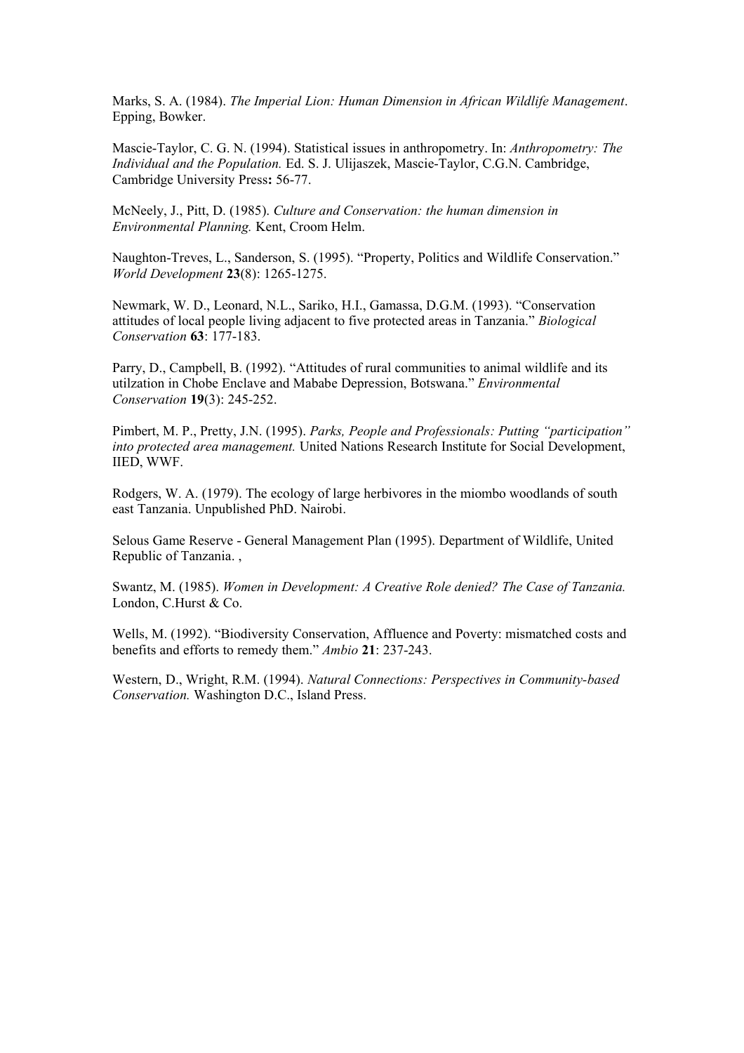Marks, S. A. (1984). *The Imperial Lion: Human Dimension in African Wildlife Management*. Epping, Bowker.

Mascie-Taylor, C. G. N. (1994). Statistical issues in anthropometry. In: *Anthropometry: The Individual and the Population.* Ed. S. J. Ulijaszek, Mascie-Taylor, C.G.N. Cambridge, Cambridge University Press**:** 56-77.

McNeely, J., Pitt, D. (1985). *Culture and Conservation: the human dimension in Environmental Planning.* Kent, Croom Helm.

Naughton-Treves, L., Sanderson, S. (1995). "Property, Politics and Wildlife Conservation." *World Development* **23**(8): 1265-1275.

Newmark, W. D., Leonard, N.L., Sariko, H.I., Gamassa, D.G.M. (1993). "Conservation attitudes of local people living adjacent to five protected areas in Tanzania." *Biological Conservation* **63**: 177-183.

Parry, D., Campbell, B. (1992). "Attitudes of rural communities to animal wildlife and its utilzation in Chobe Enclave and Mababe Depression, Botswana." *Environmental Conservation* **19**(3): 245-252.

Pimbert, M. P., Pretty, J.N. (1995). *Parks, People and Professionals: Putting "participation" into protected area management.* United Nations Research Institute for Social Development, IIED, WWF.

Rodgers, W. A. (1979). The ecology of large herbivores in the miombo woodlands of south east Tanzania. Unpublished PhD. Nairobi.

Selous Game Reserve - General Management Plan (1995). Department of Wildlife, United Republic of Tanzania. ,

Swantz, M. (1985). *Women in Development: A Creative Role denied? The Case of Tanzania.* London, C.Hurst & Co.

Wells, M. (1992). "Biodiversity Conservation, Affluence and Poverty: mismatched costs and benefits and efforts to remedy them." *Ambio* **21**: 237-243.

Western, D., Wright, R.M. (1994). *Natural Connections: Perspectives in Community-based Conservation.* Washington D.C., Island Press.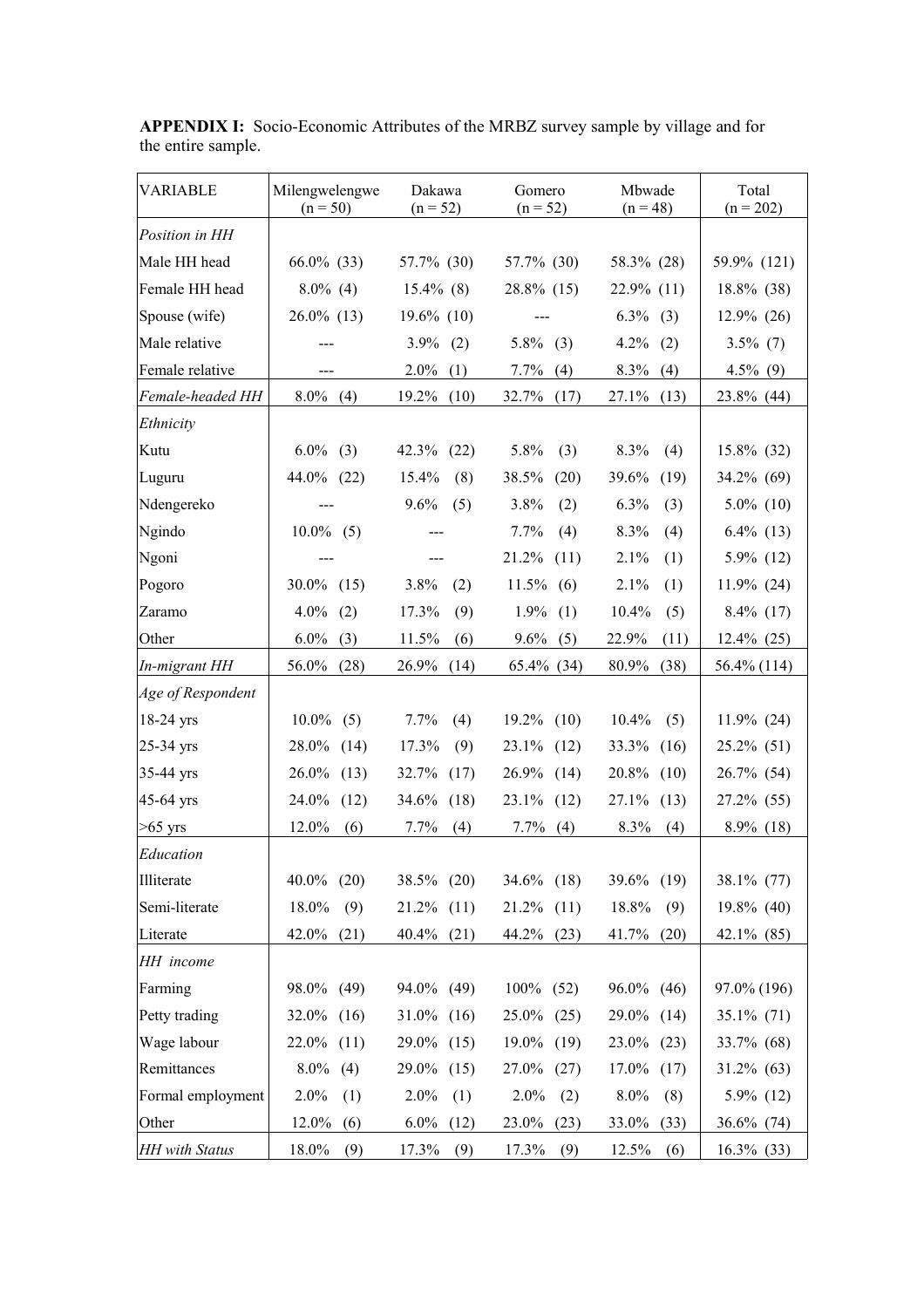**APPENDIX I:** Socio-Economic Attributes of the MRBZ survey sample by village and for the entire sample.

| VARIABLE | Milengwelengwe (n = 50) | Dakawa (n = 52) | Gomero (n = 52) | Mbwade (n = 48) | Total (n = 202) |
|---|---|---|---|---|---|
| *Position in HH* | | | | | |
| Male HH head | 66.0% (33) | 57.7% (30) | 57.7% (30) | 58.3% (28) | 59.9% (121) |
| Female HH head | 8.0% (4) | 15.4% (8) | 28.8% (15) | 22.9% (11) | 18.8% (38) |
| Spouse (wife) | 26.0% (13) | 19.6% (10) | --- | 6.3% (3) | 12.9% (26) |
| Male relative | --- | 3.9% (2) | 5.8% (3) | 4.2% (2) | 3.5% (7) |
| Female relative | --- | 2.0% (1) | 7.7% (4) | 8.3% (4) | 4.5% (9) |
| *Female-headed HH* | 8.0% (4) | 19.2% (10) | 32.7% (17) | 27.1% (13) | 23.8% (44) |
| *Ethnicity* | | | | | |
| Kutu | 6.0% (3) | 42.3% (22) | 5.8% (3) | 8.3% (4) | 15.8% (32) |
| Luguru | 44.0% (22) | 15.4% (8) | 38.5% (20) | 39.6% (19) | 34.2% (69) |
| Ndengereko | --- | 9.6% (5) | 3.8% (2) | 6.3% (3) | 5.0% (10) |
| Ngindo | 10.0% (5) | --- | 7.7% (4) | 8.3% (4) | 6.4% (13) |
| Ngoni | --- | --- | 21.2% (11) | 2.1% (1) | 5.9% (12) |
| Pogoro | 30.0% (15) | 3.8% (2) | 11.5% (6) | 2.1% (1) | 11.9% (24) |
| Zaramo | 4.0% (2) | 17.3% (9) | 1.9% (1) | 10.4% (5) | 8.4% (17) |
| Other | 6.0% (3) | 11.5% (6) | 9.6% (5) | 22.9% (11) | 12.4% (25) |
| *In-migrant HH* | 56.0% (28) | 26.9% (14) | 65.4% (34) | 80.9% (38) | 56.4% (114) |
| *Age of Respondent* | | | | | |
| 18-24 yrs | 10.0% (5) | 7.7% (4) | 19.2% (10) | 10.4% (5) | 11.9% (24) |
| 25-34 yrs | 28.0% (14) | 17.3% (9) | 23.1% (12) | 33.3% (16) | 25.2% (51) |
| 35-44 yrs | 26.0% (13) | 32.7% (17) | 26.9% (14) | 20.8% (10) | 26.7% (54) |
| 45-64 yrs | 24.0% (12) | 34.6% (18) | 23.1% (12) | 27.1% (13) | 27.2% (55) |
| >65 yrs | 12.0% (6) | 7.7% (4) | 7.7% (4) | 8.3% (4) | 8.9% (18) |
| *Education* | | | | | |
| Illiterate | 40.0% (20) | 38.5% (20) | 34.6% (18) | 39.6% (19) | 38.1% (77) |
| Semi-literate | 18.0% (9) | 21.2% (11) | 21.2% (11) | 18.8% (9) | 19.8% (40) |
| Literate | 42.0% (21) | 40.4% (21) | 44.2% (23) | 41.7% (20) | 42.1% (85) |
| *HH income* | | | | | |
| Farming | 98.0% (49) | 94.0% (49) | 100% (52) | 96.0% (46) | 97.0% (196) |
| Petty trading | 32.0% (16) | 31.0% (16) | 25.0% (25) | 29.0% (14) | 35.1% (71) |
| Wage labour | 22.0% (11) | 29.0% (15) | 19.0% (19) | 23.0% (23) | 33.7% (68) |
| Remittances | 8.0% (4) | 29.0% (15) | 27.0% (27) | 17.0% (17) | 31.2% (63) |
| Formal employment | 2.0% (1) | 2.0% (1) | 2.0% (2) | 8.0% (8) | 5.9% (12) |
| Other | 12.0% (6) | 6.0% (12) | 23.0% (23) | 33.0% (33) | 36.6% (74) |
| *HH with Status* | 18.0% (9) | 17.3% (9) | 17.3% (9) | 12.5% (6) | 16.3% (33) |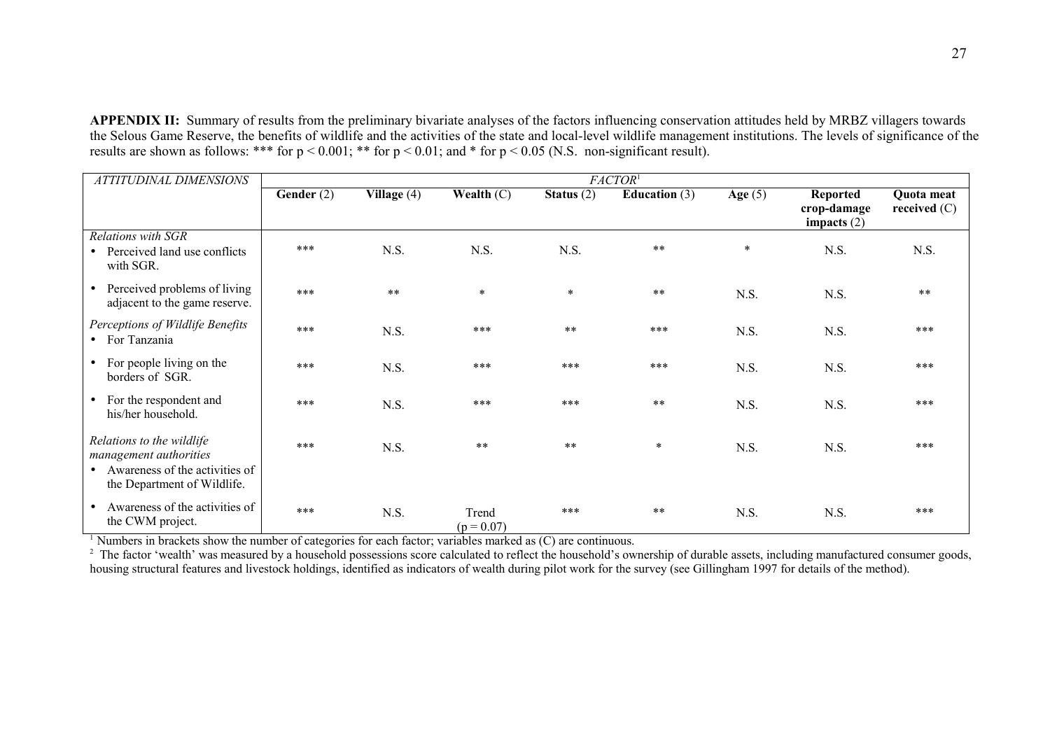**APPENDIX II:** Summary of results from the preliminary bivariate analyses of the factors influencing conservation attitudes held by MRBZ villagers towards the Selous Game Reserve, the benefits of wildlife and the activities of the state and local-level wildlife management institutions. The levels of significance of the results are shown as follows: *** for $p < 0.001$; ** for $p < 0.01$; and * for $p < 0.05$ (N.S. non-significant result).

| *ATTITUDINAL DIMENSIONS* | *FACTOR*[1] | | | | | | | |
|---|---|---|---|---|---|---|---|---|
| | **Gender** (2) | **Village** (4) | **Wealth** (C) | **Status** (2) | **Education** (3) | **Age** (5) | **Reported crop-damage impacts** (2) | **Quota meat received** (C) |
| *Relations with SGR* • Perceived land use conflicts with SGR. | *** | N.S. | N.S. | N.S. | ** | * | N.S. | N.S. |
| • Perceived problems of living adjacent to the game reserve. | *** | ** | * | * | ** | N.S. | N.S. | ** |
| *Perceptions of Wildlife Benefits* • For Tanzania | *** | N.S. | *** | ** | *** | N.S. | N.S. | *** |
| • For people living on the borders of SGR. | *** | N.S. | *** | *** | *** | N.S. | N.S. | *** |
| • For the respondent and his/her household. | *** | N.S. | *** | *** | ** | N.S. | N.S. | *** |
| *Relations to the wildlife management authorities* • Awareness of the activities of the Department of Wildlife. | *** | N.S. | ** | ** | * | N.S. | N.S. | *** |
| • Awareness of the activities of the CWM project. | *** | N.S. | Trend ($p = 0.07$) | *** | ** | N.S. | N.S. | *** |

[1] Numbers in brackets show the number of categories for each factor; variables marked as (C) are continuous.

[2] The factor 'wealth' was measured by a household possessions score calculated to reflect the household's ownership of durable assets, including manufactured consumer goods, housing structural features and livestock holdings, identified as indicators of wealth during pilot work for the survey (see Gillingham 1997 for details of the method).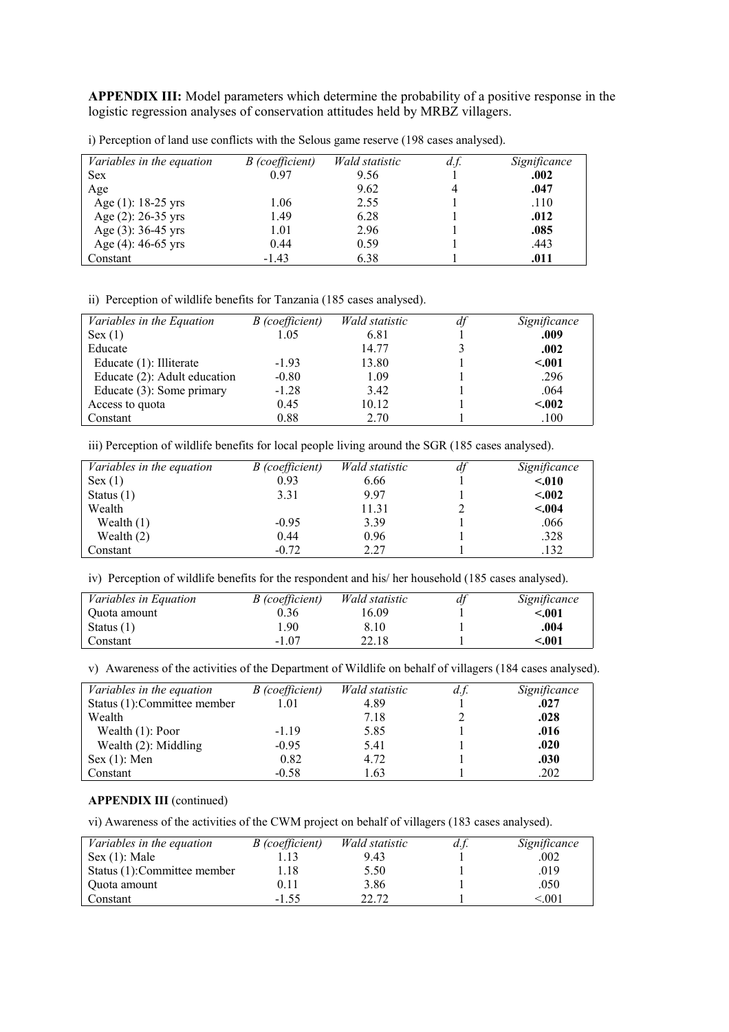**APPENDIX III:** Model parameters which determine the probability of a positive response in the logistic regression analyses of conservation attitudes held by MRBZ villagers.

i) Perception of land use conflicts with the Selous game reserve (198 cases analysed).

| *Variables in the equation* | *B (coefficient)* | *Wald statistic* | *d.f.* | *Significance* |
|---|---|---|---|---|
| Sex | 0.97 | 9.56 | 1 | **.002** |
| Age | | 9.62 | 4 | **.047** |
| Age (1): 18-25 yrs | 1.06 | 2.55 | 1 | .110 |
| Age (2): 26-35 yrs | 1.49 | 6.28 | 1 | **.012** |
| Age (3): 36-45 yrs | 1.01 | 2.96 | 1 | **.085** |
| Age (4): 46-65 yrs | 0.44 | 0.59 | 1 | .443 |
| Constant | -1.43 | 6.38 | 1 | **.011** |

ii) Perception of wildlife benefits for Tanzania (185 cases analysed).

| *Variables in the Equation* | *B (coefficient)* | *Wald statistic* | *df* | *Significance* |
|---|---|---|---|---|
| Sex (1) | 1.05 | 6.81 | 1 | **.009** |
| Educate | | 14.77 | 3 | **.002** |
| Educate (1): Illiterate | -1.93 | 13.80 | 1 | **<.001** |
| Educate (2): Adult education | -0.80 | 1.09 | 1 | .296 |
| Educate (3): Some primary | -1.28 | 3.42 | 1 | .064 |
| Access to quota | 0.45 | 10.12 | 1 | **<.002** |
| Constant | 0.88 | 2.70 | 1 | .100 |

iii) Perception of wildlife benefits for local people living around the SGR (185 cases analysed).

| *Variables in the equation* | *B (coefficient)* | *Wald statistic* | *df* | *Significance* |
|---|---|---|---|---|
| Sex (1) | 0.93 | 6.66 | 1 | **<.010** |
| Status (1) | 3.31 | 9.97 | 1 | **<.002** |
| Wealth | | 11.31 | 2 | **<.004** |
| Wealth (1) | -0.95 | 3.39 | 1 | .066 |
| Wealth (2) | 0.44 | 0.96 | 1 | .328 |
| Constant | -0.72 | 2.27 | 1 | .132 |

iv) Perception of wildlife benefits for the respondent and his/ her household (185 cases analysed).

| *Variables in Equation* | *B (coefficient)* | *Wald statistic* | *df* | *Significance* |
|---|---|---|---|---|
| Quota amount | 0.36 | 16.09 | 1 | **<.001** |
| Status (1) | 1.90 | 8.10 | 1 | **.004** |
| Constant | -1.07 | 22.18 | 1 | **<.001** |

v) Awareness of the activities of the Department of Wildlife on behalf of villagers (184 cases analysed).

| *Variables in the equation* | *B (coefficient)* | *Wald statistic* | *d.f.* | *Significance* |
|---|---|---|---|---|
| Status (1):Committee member | 1.01 | 4.89 | 1 | **.027** |
| Wealth | | 7.18 | 2 | **.028** |
| Wealth (1): Poor | -1.19 | 5.85 | 1 | **.016** |
| Wealth (2): Middling | -0.95 | 5.41 | 1 | **.020** |
| Sex (1): Men | 0.82 | 4.72 | 1 | **.030** |
| Constant | -0.58 | 1.63 | 1 | .202 |

**APPENDIX III** (continued)

vi) Awareness of the activities of the CWM project on behalf of villagers (183 cases analysed).

| *Variables in the equation* | *B (coefficient)* | *Wald statistic* | *d.f.* | *Significance* |
|---|---|---|---|---|
| Sex (1): Male | 1.13 | 9.43 | 1 | .002 |
| Status (1):Committee member | 1.18 | 5.50 | 1 | .019 |
| Quota amount | 0.11 | 3.86 | 1 | .050 |
| Constant | -1.55 | 22.72 | 1 | <.001 |